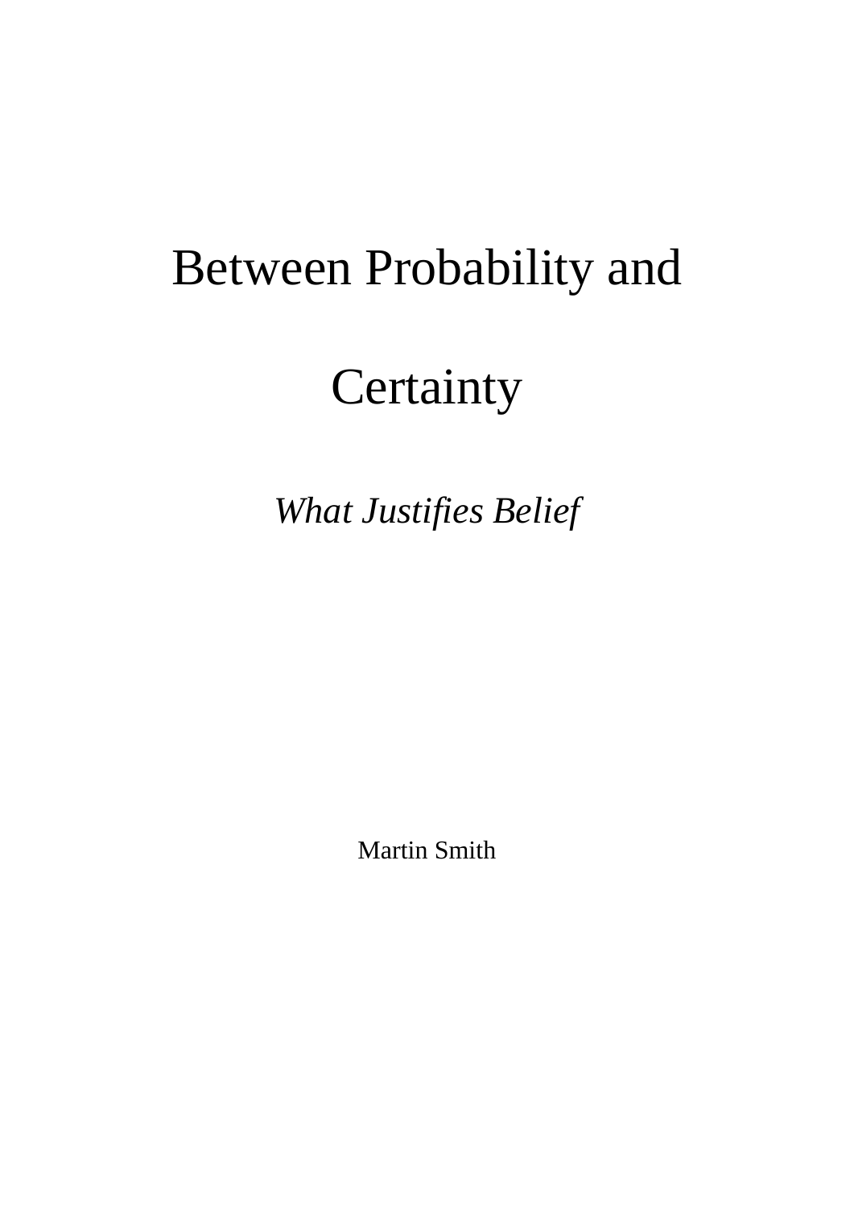# Between Probability and Certainty

*What Justifies Belief*

Martin Smith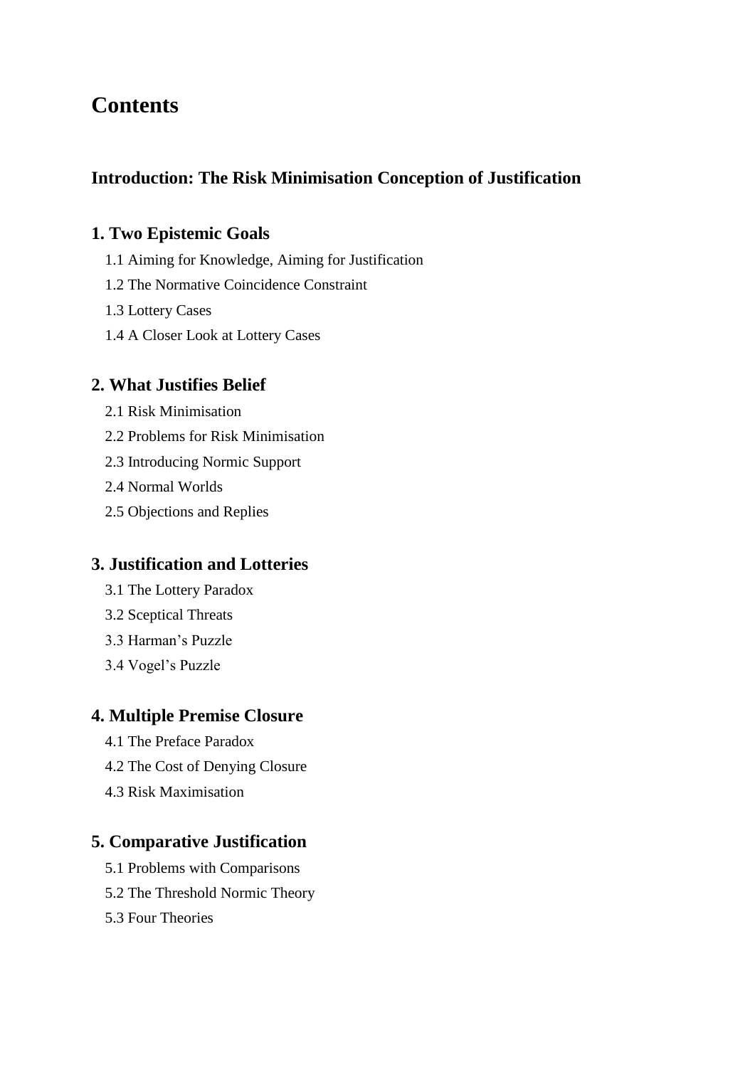# Contents

## Introduction: The Risk Minimisation Conception of Justification

## 1. Two Epistemic Goals

- 1.1 Aiming for Knowledge, Aiming for Justification
- 1.2 The Normative Coincidence Constraint
- 1.3 Lottery Cases
- 1.4 A Closer Look at Lottery Cases

## 2. What Justifies Belief

- 2.1 Risk Minimisation
- 2.2 Problems for Risk Minimisation
- 2.3 Introducing Normic Support
- 2.4 Normal Worlds
- 2.5 Objections and Replies

## 3. Justification and Lotteries

- 3.1 The Lottery Paradox
- 3.2 Sceptical Threats
- 3.3 Harman's Puzzle
- 3.4 Vogel's Puzzle

## 4. Multiple Premise Closure

- 4.1 The Preface Paradox
- 4.2 The Cost of Denying Closure
- 4.3 Risk Maximisation

## 5. Comparative Justification

- 5.1 Problems with Comparisons
- 5.2 The Threshold Normic Theory
- 5.3 Four Theories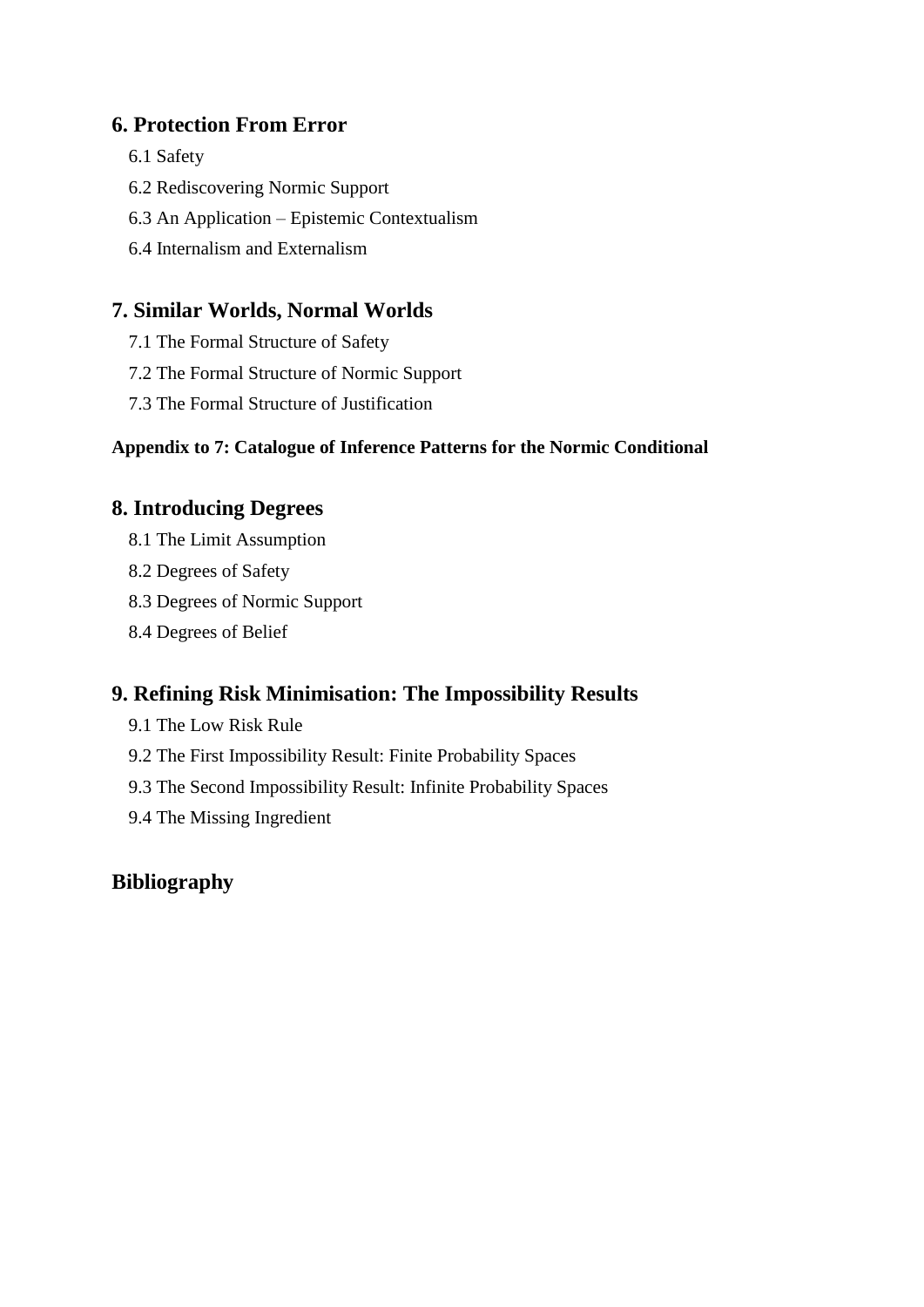## 6. Protection From Error

6.1 Safety

6.2 Rediscovering Normic Support

6.3 An Application – Epistemic Contextualism

6.4 Internalism and Externalism

## 7. Similar Worlds, Normal Worlds

7.1 The Formal Structure of Safety

7.2 The Formal Structure of Normic Support

7.3 The Formal Structure of Justification

**Appendix to 7: Catalogue of Inference Patterns for the Normic Conditional**

## 8. Introducing Degrees

8.1 The Limit Assumption

8.2 Degrees of Safety

8.3 Degrees of Normic Support

8.4 Degrees of Belief

## 9. Refining Risk Minimisation: The Impossibility Results

9.1 The Low Risk Rule

9.2 The First Impossibility Result: Finite Probability Spaces

9.3 The Second Impossibility Result: Infinite Probability Spaces

9.4 The Missing Ingredient

## Bibliography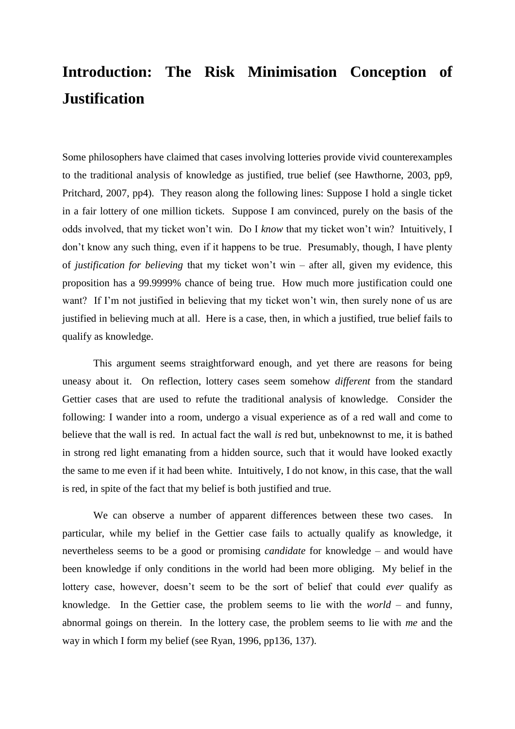# Introduction: The Risk Minimisation Conception of Justification

Some philosophers have claimed that cases involving lotteries provide vivid counterexamples to the traditional analysis of knowledge as justified, true belief (see Hawthorne, 2003, pp9, Pritchard, 2007, pp4). They reason along the following lines: Suppose I hold a single ticket in a fair lottery of one million tickets. Suppose I am convinced, purely on the basis of the odds involved, that my ticket won't win. Do I *know* that my ticket won't win? Intuitively, I don't know any such thing, even if it happens to be true. Presumably, though, I have plenty of *justification for believing* that my ticket won't win – after all, given my evidence, this proposition has a 99.9999% chance of being true. How much more justification could one want? If I'm not justified in believing that my ticket won't win, then surely none of us are justified in believing much at all. Here is a case, then, in which a justified, true belief fails to qualify as knowledge.

This argument seems straightforward enough, and yet there are reasons for being uneasy about it. On reflection, lottery cases seem somehow *different* from the standard Gettier cases that are used to refute the traditional analysis of knowledge. Consider the following: I wander into a room, undergo a visual experience as of a red wall and come to believe that the wall is red. In actual fact the wall *is* red but, unbeknownst to me, it is bathed in strong red light emanating from a hidden source, such that it would have looked exactly the same to me even if it had been white. Intuitively, I do not know, in this case, that the wall is red, in spite of the fact that my belief is both justified and true.

We can observe a number of apparent differences between these two cases. In particular, while my belief in the Gettier case fails to actually qualify as knowledge, it nevertheless seems to be a good or promising *candidate* for knowledge – and would have been knowledge if only conditions in the world had been more obliging. My belief in the lottery case, however, doesn't seem to be the sort of belief that could *ever* qualify as knowledge. In the Gettier case, the problem seems to lie with the *world* – and funny, abnormal goings on therein. In the lottery case, the problem seems to lie with *me* and the way in which I form my belief (see Ryan, 1996, pp136, 137).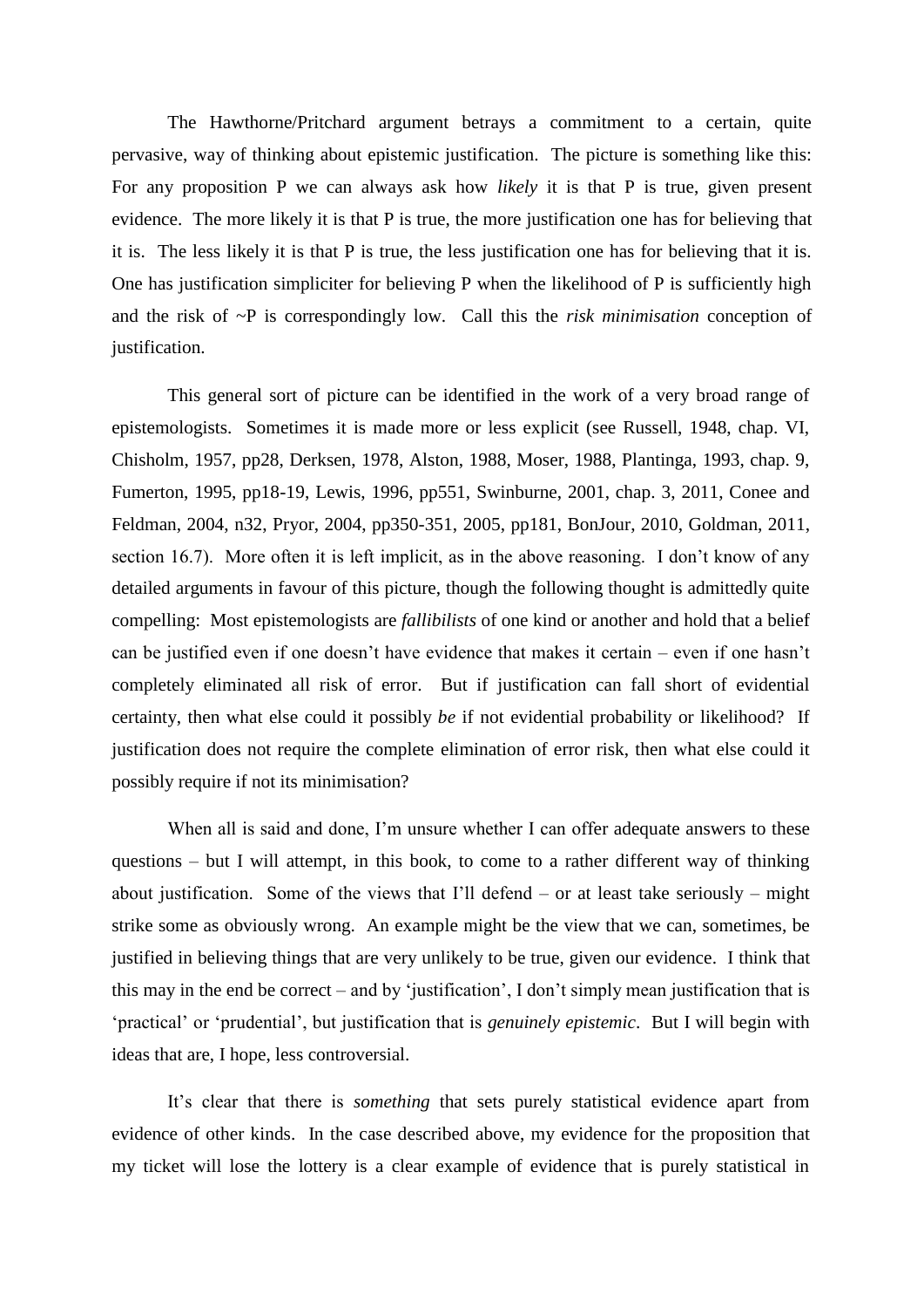The Hawthorne/Pritchard argument betrays a commitment to a certain, quite pervasive, way of thinking about epistemic justification. The picture is something like this: For any proposition P we can always ask how *likely* it is that P is true, given present evidence. The more likely it is that P is true, the more justification one has for believing that it is. The less likely it is that P is true, the less justification one has for believing that it is. One has justification simpliciter for believing P when the likelihood of P is sufficiently high and the risk of ~P is correspondingly low. Call this the *risk minimisation* conception of justification.

This general sort of picture can be identified in the work of a very broad range of epistemologists. Sometimes it is made more or less explicit (see Russell, 1948, chap. VI, Chisholm, 1957, pp28, Derksen, 1978, Alston, 1988, Moser, 1988, Plantinga, 1993, chap. 9, Fumerton, 1995, pp18-19, Lewis, 1996, pp551, Swinburne, 2001, chap. 3, 2011, Conee and Feldman, 2004, n32, Pryor, 2004, pp350-351, 2005, pp181, BonJour, 2010, Goldman, 2011, section 16.7). More often it is left implicit, as in the above reasoning. I don't know of any detailed arguments in favour of this picture, though the following thought is admittedly quite compelling: Most epistemologists are *fallibilists* of one kind or another and hold that a belief can be justified even if one doesn't have evidence that makes it certain – even if one hasn't completely eliminated all risk of error. But if justification can fall short of evidential certainty, then what else could it possibly *be* if not evidential probability or likelihood? If justification does not require the complete elimination of error risk, then what else could it possibly require if not its minimisation?

When all is said and done, I'm unsure whether I can offer adequate answers to these questions – but I will attempt, in this book, to come to a rather different way of thinking about justification. Some of the views that I'll defend – or at least take seriously – might strike some as obviously wrong. An example might be the view that we can, sometimes, be justified in believing things that are very unlikely to be true, given our evidence. I think that this may in the end be correct – and by 'justification', I don't simply mean justification that is 'practical' or 'prudential', but justification that is *genuinely epistemic*. But I will begin with ideas that are, I hope, less controversial.

It's clear that there is *something* that sets purely statistical evidence apart from evidence of other kinds. In the case described above, my evidence for the proposition that my ticket will lose the lottery is a clear example of evidence that is purely statistical in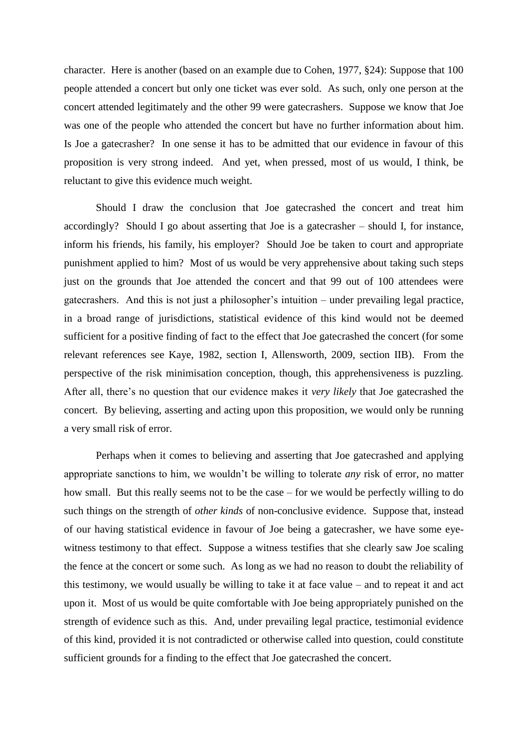character. Here is another (based on an example due to Cohen, 1977, §24): Suppose that 100 people attended a concert but only one ticket was ever sold. As such, only one person at the concert attended legitimately and the other 99 were gatecrashers. Suppose we know that Joe was one of the people who attended the concert but have no further information about him. Is Joe a gatecrasher? In one sense it has to be admitted that our evidence in favour of this proposition is very strong indeed. And yet, when pressed, most of us would, I think, be reluctant to give this evidence much weight.

Should I draw the conclusion that Joe gatecrashed the concert and treat him accordingly? Should I go about asserting that Joe is a gatecrasher – should I, for instance, inform his friends, his family, his employer? Should Joe be taken to court and appropriate punishment applied to him? Most of us would be very apprehensive about taking such steps just on the grounds that Joe attended the concert and that 99 out of 100 attendees were gatecrashers. And this is not just a philosopher's intuition – under prevailing legal practice, in a broad range of jurisdictions, statistical evidence of this kind would not be deemed sufficient for a positive finding of fact to the effect that Joe gatecrashed the concert (for some relevant references see Kaye, 1982, section I, Allensworth, 2009, section IIB). From the perspective of the risk minimisation conception, though, this apprehensiveness is puzzling. After all, there's no question that our evidence makes it *very likely* that Joe gatecrashed the concert. By believing, asserting and acting upon this proposition, we would only be running a very small risk of error.

Perhaps when it comes to believing and asserting that Joe gatecrashed and applying appropriate sanctions to him, we wouldn't be willing to tolerate *any* risk of error, no matter how small. But this really seems not to be the case – for we would be perfectly willing to do such things on the strength of *other kinds* of non-conclusive evidence. Suppose that, instead of our having statistical evidence in favour of Joe being a gatecrasher, we have some eye-witness testimony to that effect. Suppose a witness testifies that she clearly saw Joe scaling the fence at the concert or some such. As long as we had no reason to doubt the reliability of this testimony, we would usually be willing to take it at face value – and to repeat it and act upon it. Most of us would be quite comfortable with Joe being appropriately punished on the strength of evidence such as this. And, under prevailing legal practice, testimonial evidence of this kind, provided it is not contradicted or otherwise called into question, could constitute sufficient grounds for a finding to the effect that Joe gatecrashed the concert.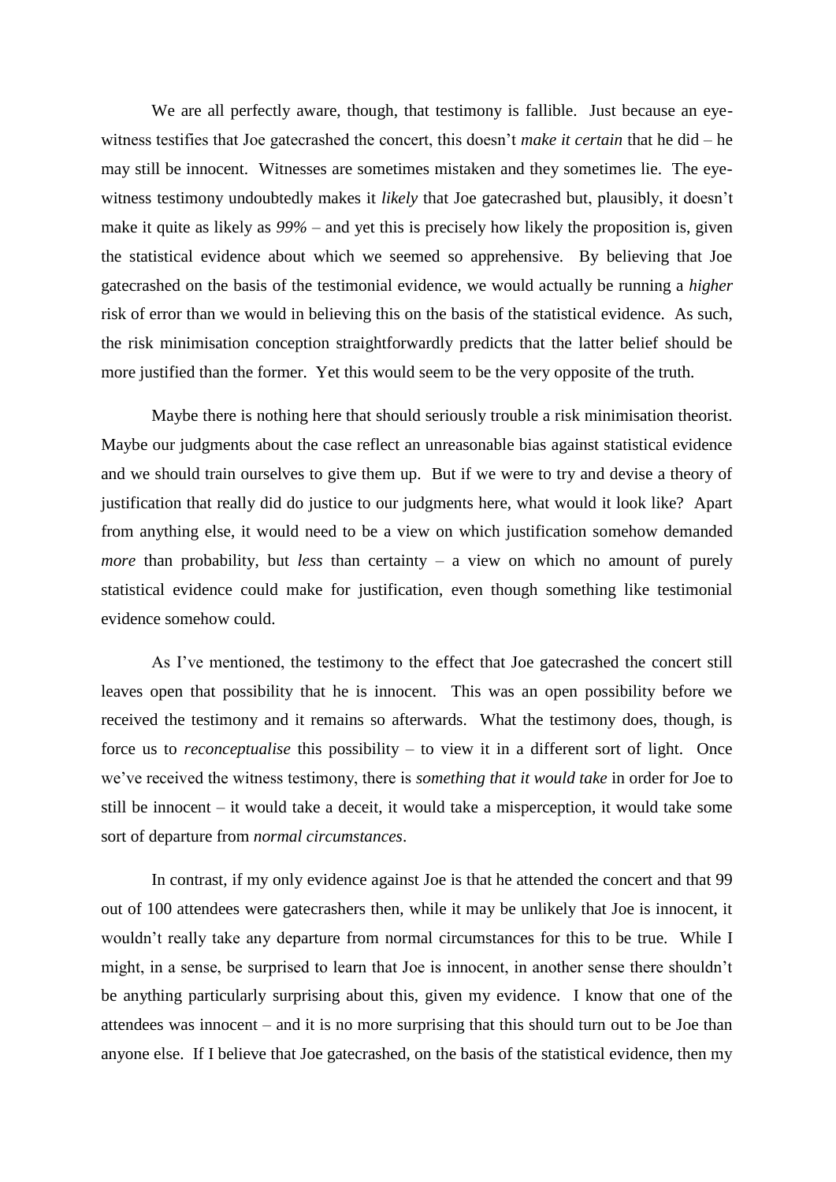We are all perfectly aware, though, that testimony is fallible. Just because an eye-witness testifies that Joe gatecrashed the concert, this doesn't *make it certain* that he did – he may still be innocent. Witnesses are sometimes mistaken and they sometimes lie. The eye-witness testimony undoubtedly makes it *likely* that Joe gatecrashed but, plausibly, it doesn't make it quite as likely as *99%* – and yet this is precisely how likely the proposition is, given the statistical evidence about which we seemed so apprehensive. By believing that Joe gatecrashed on the basis of the testimonial evidence, we would actually be running a *higher* risk of error than we would in believing this on the basis of the statistical evidence. As such, the risk minimisation conception straightforwardly predicts that the latter belief should be more justified than the former. Yet this would seem to be the very opposite of the truth.

Maybe there is nothing here that should seriously trouble a risk minimisation theorist. Maybe our judgments about the case reflect an unreasonable bias against statistical evidence and we should train ourselves to give them up. But if we were to try and devise a theory of justification that really did do justice to our judgments here, what would it look like? Apart from anything else, it would need to be a view on which justification somehow demanded *more* than probability, but *less* than certainty – a view on which no amount of purely statistical evidence could make for justification, even though something like testimonial evidence somehow could.

As I've mentioned, the testimony to the effect that Joe gatecrashed the concert still leaves open that possibility that he is innocent. This was an open possibility before we received the testimony and it remains so afterwards. What the testimony does, though, is force us to *reconceptualise* this possibility – to view it in a different sort of light. Once we've received the witness testimony, there is *something that it would take* in order for Joe to still be innocent – it would take a deceit, it would take a misperception, it would take some sort of departure from *normal circumstances*.

In contrast, if my only evidence against Joe is that he attended the concert and that 99 out of 100 attendees were gatecrashers then, while it may be unlikely that Joe is innocent, it wouldn't really take any departure from normal circumstances for this to be true. While I might, in a sense, be surprised to learn that Joe is innocent, in another sense there shouldn't be anything particularly surprising about this, given my evidence. I know that one of the attendees was innocent – and it is no more surprising that this should turn out to be Joe than anyone else. If I believe that Joe gatecrashed, on the basis of the statistical evidence, then my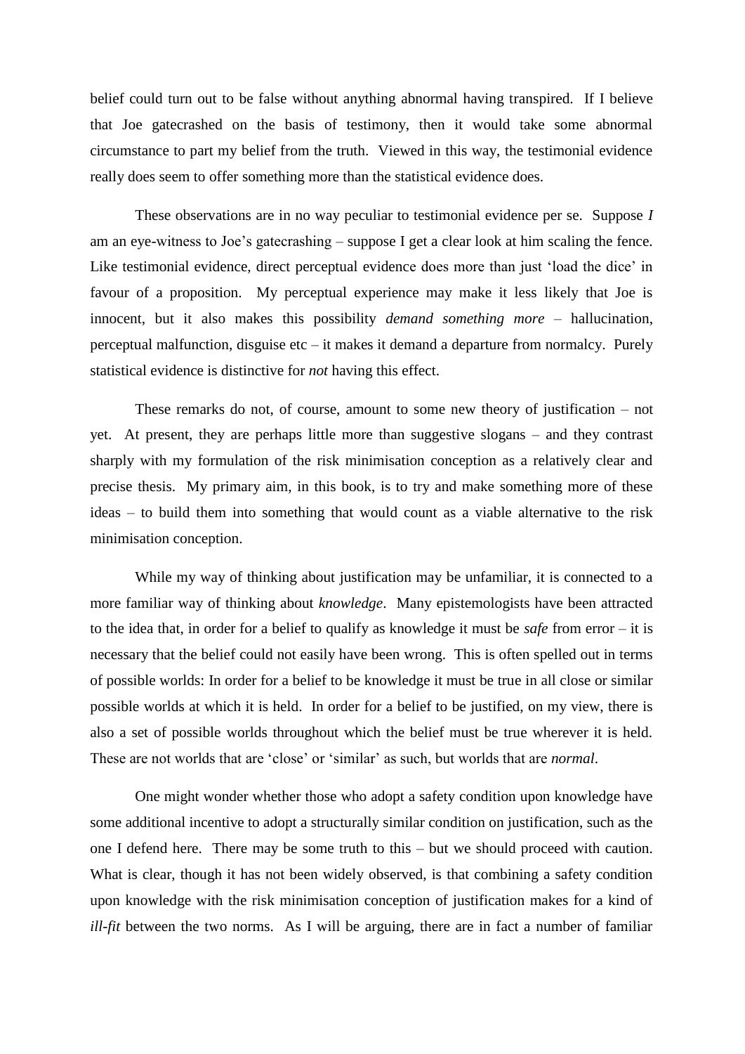belief could turn out to be false without anything abnormal having transpired. If I believe that Joe gatecrashed on the basis of testimony, then it would take some abnormal circumstance to part my belief from the truth. Viewed in this way, the testimonial evidence really does seem to offer something more than the statistical evidence does.

These observations are in no way peculiar to testimonial evidence per se. Suppose *I* am an eye-witness to Joe's gatecrashing – suppose I get a clear look at him scaling the fence. Like testimonial evidence, direct perceptual evidence does more than just 'load the dice' in favour of a proposition. My perceptual experience may make it less likely that Joe is innocent, but it also makes this possibility *demand something more* – hallucination, perceptual malfunction, disguise etc – it makes it demand a departure from normalcy. Purely statistical evidence is distinctive for *not* having this effect.

These remarks do not, of course, amount to some new theory of justification – not yet. At present, they are perhaps little more than suggestive slogans – and they contrast sharply with my formulation of the risk minimisation conception as a relatively clear and precise thesis. My primary aim, in this book, is to try and make something more of these ideas – to build them into something that would count as a viable alternative to the risk minimisation conception.

While my way of thinking about justification may be unfamiliar, it is connected to a more familiar way of thinking about *knowledge*. Many epistemologists have been attracted to the idea that, in order for a belief to qualify as knowledge it must be *safe* from error – it is necessary that the belief could not easily have been wrong. This is often spelled out in terms of possible worlds: In order for a belief to be knowledge it must be true in all close or similar possible worlds at which it is held. In order for a belief to be justified, on my view, there is also a set of possible worlds throughout which the belief must be true wherever it is held. These are not worlds that are 'close' or 'similar' as such, but worlds that are *normal*.

One might wonder whether those who adopt a safety condition upon knowledge have some additional incentive to adopt a structurally similar condition on justification, such as the one I defend here. There may be some truth to this – but we should proceed with caution. What is clear, though it has not been widely observed, is that combining a safety condition upon knowledge with the risk minimisation conception of justification makes for a kind of *ill-fit* between the two norms. As I will be arguing, there are in fact a number of familiar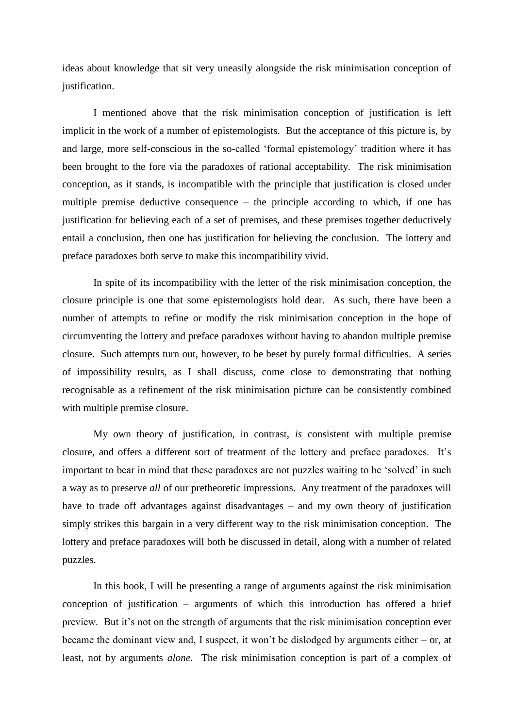ideas about knowledge that sit very uneasily alongside the risk minimisation conception of justification.

I mentioned above that the risk minimisation conception of justification is left implicit in the work of a number of epistemologists. But the acceptance of this picture is, by and large, more self-conscious in the so-called 'formal epistemology' tradition where it has been brought to the fore via the paradoxes of rational acceptability. The risk minimisation conception, as it stands, is incompatible with the principle that justification is closed under multiple premise deductive consequence – the principle according to which, if one has justification for believing each of a set of premises, and these premises together deductively entail a conclusion, then one has justification for believing the conclusion. The lottery and preface paradoxes both serve to make this incompatibility vivid.

In spite of its incompatibility with the letter of the risk minimisation conception, the closure principle is one that some epistemologists hold dear. As such, there have been a number of attempts to refine or modify the risk minimisation conception in the hope of circumventing the lottery and preface paradoxes without having to abandon multiple premise closure. Such attempts turn out, however, to be beset by purely formal difficulties. A series of impossibility results, as I shall discuss, come close to demonstrating that nothing recognisable as a refinement of the risk minimisation picture can be consistently combined with multiple premise closure.

My own theory of justification, in contrast, *is* consistent with multiple premise closure, and offers a different sort of treatment of the lottery and preface paradoxes. It's important to bear in mind that these paradoxes are not puzzles waiting to be 'solved' in such a way as to preserve *all* of our pretheoretic impressions. Any treatment of the paradoxes will have to trade off advantages against disadvantages – and my own theory of justification simply strikes this bargain in a very different way to the risk minimisation conception. The lottery and preface paradoxes will both be discussed in detail, along with a number of related puzzles.

In this book, I will be presenting a range of arguments against the risk minimisation conception of justification – arguments of which this introduction has offered a brief preview. But it's not on the strength of arguments that the risk minimisation conception ever became the dominant view and, I suspect, it won't be dislodged by arguments either – or, at least, not by arguments *alone*. The risk minimisation conception is part of a complex of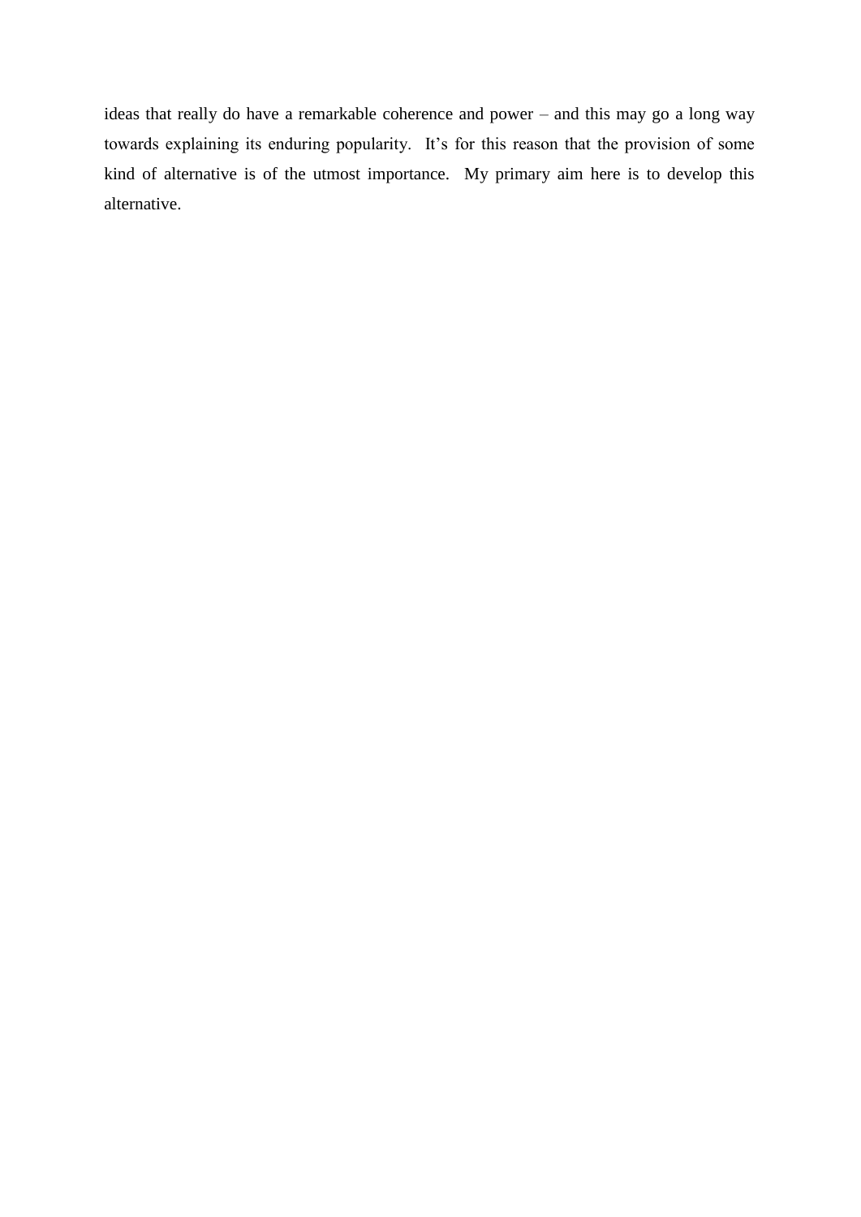ideas that really do have a remarkable coherence and power – and this may go a long way towards explaining its enduring popularity. It's for this reason that the provision of some kind of alternative is of the utmost importance. My primary aim here is to develop this alternative.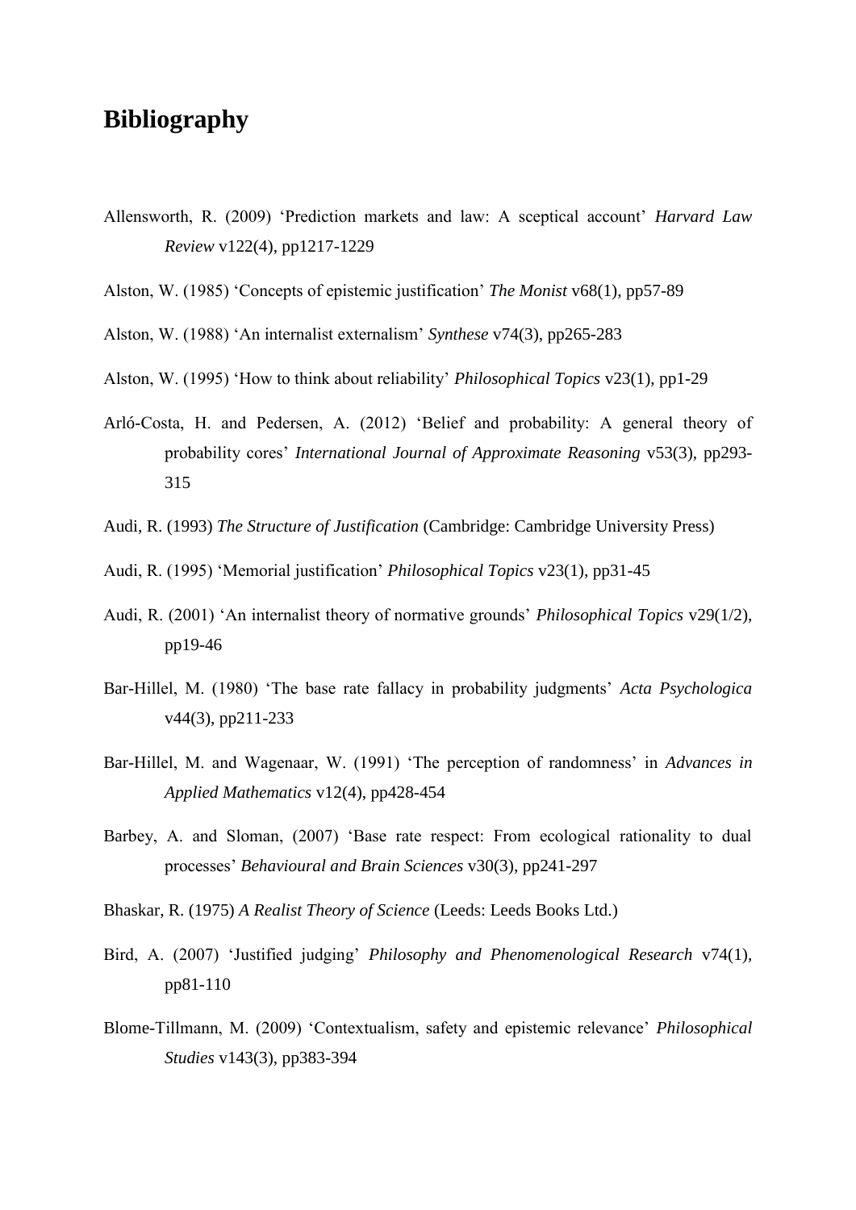# Bibliography

Allensworth, R. (2009) 'Prediction markets and law: A sceptical account' *Harvard Law Review* v122(4), pp1217-1229

Alston, W. (1985) 'Concepts of epistemic justification' *The Monist* v68(1), pp57-89

Alston, W. (1988) 'An internalist externalism' *Synthese* v74(3), pp265-283

Alston, W. (1995) 'How to think about reliability' *Philosophical Topics* v23(1), pp1-29

Arló-Costa, H. and Pedersen, A. (2012) 'Belief and probability: A general theory of probability cores' *International Journal of Approximate Reasoning* v53(3), pp293-315

Audi, R. (1993) *The Structure of Justification* (Cambridge: Cambridge University Press)

Audi, R. (1995) 'Memorial justification' *Philosophical Topics* v23(1), pp31-45

Audi, R. (2001) 'An internalist theory of normative grounds' *Philosophical Topics* v29(1/2), pp19-46

Bar-Hillel, M. (1980) 'The base rate fallacy in probability judgments' *Acta Psychologica* v44(3), pp211-233

Bar-Hillel, M. and Wagenaar, W. (1991) 'The perception of randomness' in *Advances in Applied Mathematics* v12(4), pp428-454

Barbey, A. and Sloman, (2007) 'Base rate respect: From ecological rationality to dual processes' *Behavioural and Brain Sciences* v30(3), pp241-297

Bhaskar, R. (1975) *A Realist Theory of Science* (Leeds: Leeds Books Ltd.)

Bird, A. (2007) 'Justified judging' *Philosophy and Phenomenological Research* v74(1), pp81-110

Blome-Tillmann, M. (2009) 'Contextualism, safety and epistemic relevance' *Philosophical Studies* v143(3), pp383-394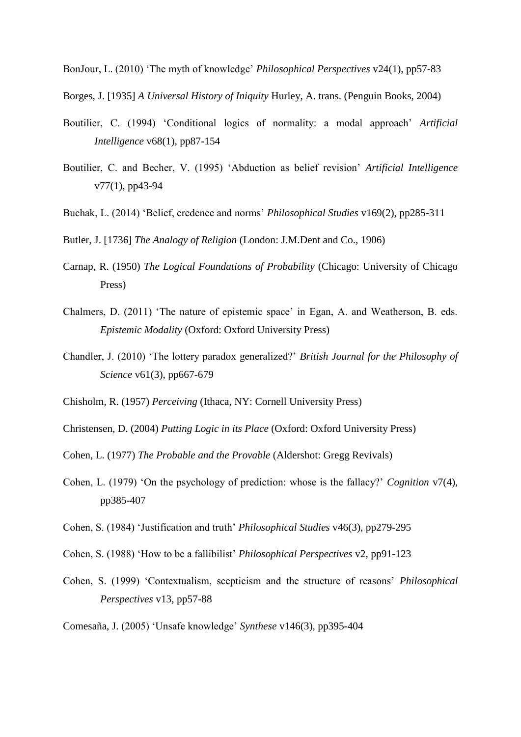BonJour, L. (2010) 'The myth of knowledge' *Philosophical Perspectives* v24(1), pp57-83

Borges, J. [1935] *A Universal History of Iniquity* Hurley, A. trans. (Penguin Books, 2004)

Boutilier, C. (1994) 'Conditional logics of normality: a modal approach' *Artificial Intelligence* v68(1), pp87-154

Boutilier, C. and Becher, V. (1995) 'Abduction as belief revision' *Artificial Intelligence* v77(1), pp43-94

Buchak, L. (2014) 'Belief, credence and norms' *Philosophical Studies* v169(2), pp285-311

Butler, J. [1736] *The Analogy of Religion* (London: J.M.Dent and Co., 1906)

Carnap, R. (1950) *The Logical Foundations of Probability* (Chicago: University of Chicago Press)

Chalmers, D. (2011) 'The nature of epistemic space' in Egan, A. and Weatherson, B. eds. *Epistemic Modality* (Oxford: Oxford University Press)

Chandler, J. (2010) 'The lottery paradox generalized?' *British Journal for the Philosophy of Science* v61(3), pp667-679

Chisholm, R. (1957) *Perceiving* (Ithaca, NY: Cornell University Press)

Christensen, D. (2004) *Putting Logic in its Place* (Oxford: Oxford University Press)

Cohen, L. (1977) *The Probable and the Provable* (Aldershot: Gregg Revivals)

Cohen, L. (1979) 'On the psychology of prediction: whose is the fallacy?' *Cognition* v7(4), pp385-407

Cohen, S. (1984) 'Justification and truth' *Philosophical Studies* v46(3), pp279-295

Cohen, S. (1988) 'How to be a fallibilist' *Philosophical Perspectives* v2, pp91-123

Cohen, S. (1999) 'Contextualism, scepticism and the structure of reasons' *Philosophical Perspectives* v13, pp57-88

Comesaña, J. (2005) 'Unsafe knowledge' *Synthese* v146(3), pp395-404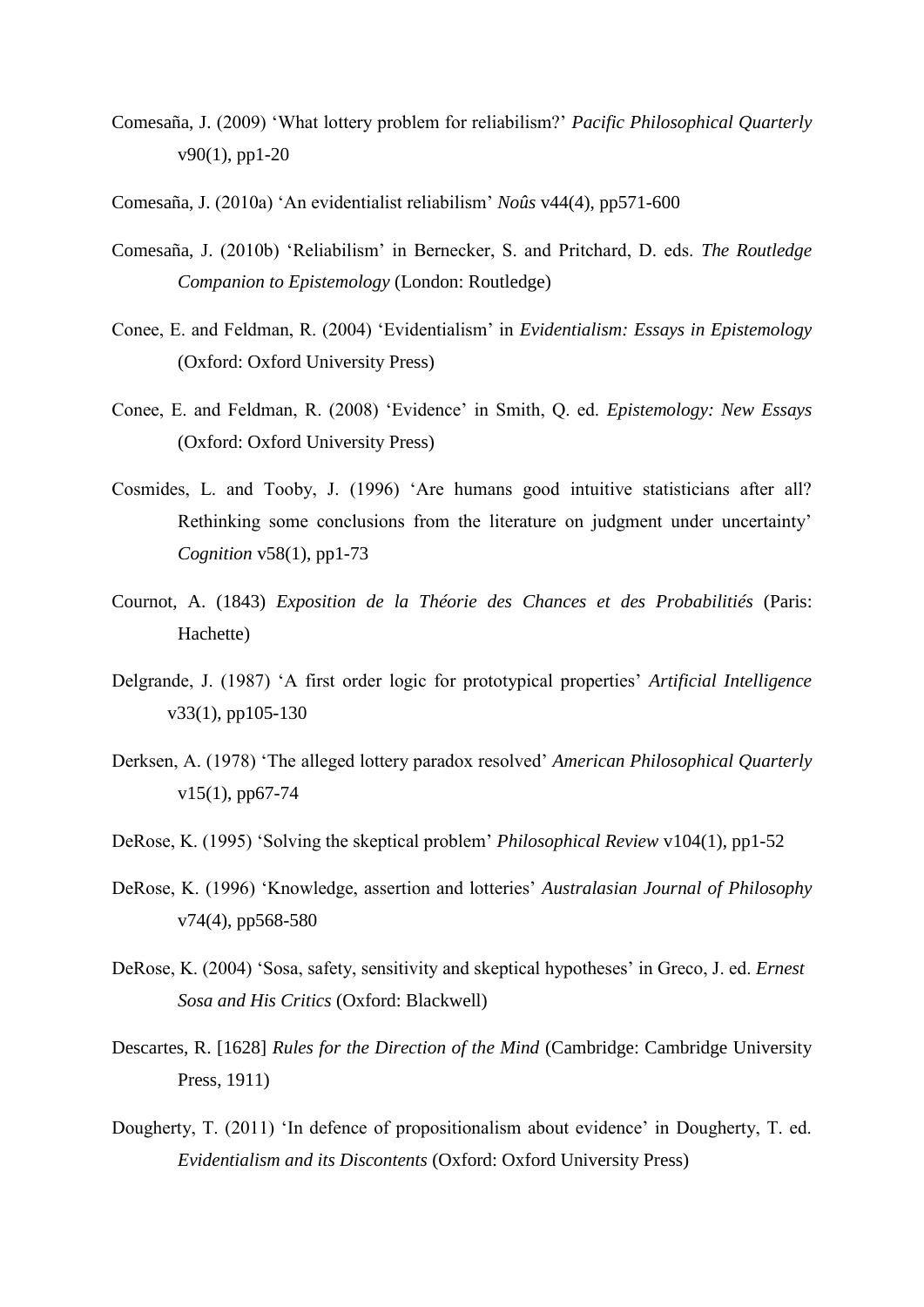Comesaña, J. (2009) 'What lottery problem for reliabilism?' *Pacific Philosophical Quarterly* v90(1), pp1-20

Comesaña, J. (2010a) 'An evidentialist reliabilism' *Noûs* v44(4), pp571-600

Comesaña, J. (2010b) 'Reliabilism' in Bernecker, S. and Pritchard, D. eds. *The Routledge Companion to Epistemology* (London: Routledge)

Conee, E. and Feldman, R. (2004) 'Evidentialism' in *Evidentialism: Essays in Epistemology* (Oxford: Oxford University Press)

Conee, E. and Feldman, R. (2008) 'Evidence' in Smith, Q. ed. *Epistemology: New Essays* (Oxford: Oxford University Press)

Cosmides, L. and Tooby, J. (1996) 'Are humans good intuitive statisticians after all? Rethinking some conclusions from the literature on judgment under uncertainty' *Cognition* v58(1), pp1-73

Cournot, A. (1843) *Exposition de la Théorie des Chances et des Probabilitiés* (Paris: Hachette)

Delgrande, J. (1987) 'A first order logic for prototypical properties' *Artificial Intelligence* v33(1), pp105-130

Derksen, A. (1978) 'The alleged lottery paradox resolved' *American Philosophical Quarterly* v15(1), pp67-74

DeRose, K. (1995) 'Solving the skeptical problem' *Philosophical Review* v104(1), pp1-52

DeRose, K. (1996) 'Knowledge, assertion and lotteries' *Australasian Journal of Philosophy* v74(4), pp568-580

DeRose, K. (2004) 'Sosa, safety, sensitivity and skeptical hypotheses' in Greco, J. ed. *Ernest Sosa and His Critics* (Oxford: Blackwell)

Descartes, R. [1628] *Rules for the Direction of the Mind* (Cambridge: Cambridge University Press, 1911)

Dougherty, T. (2011) 'In defence of propositionalism about evidence' in Dougherty, T. ed. *Evidentialism and its Discontents* (Oxford: Oxford University Press)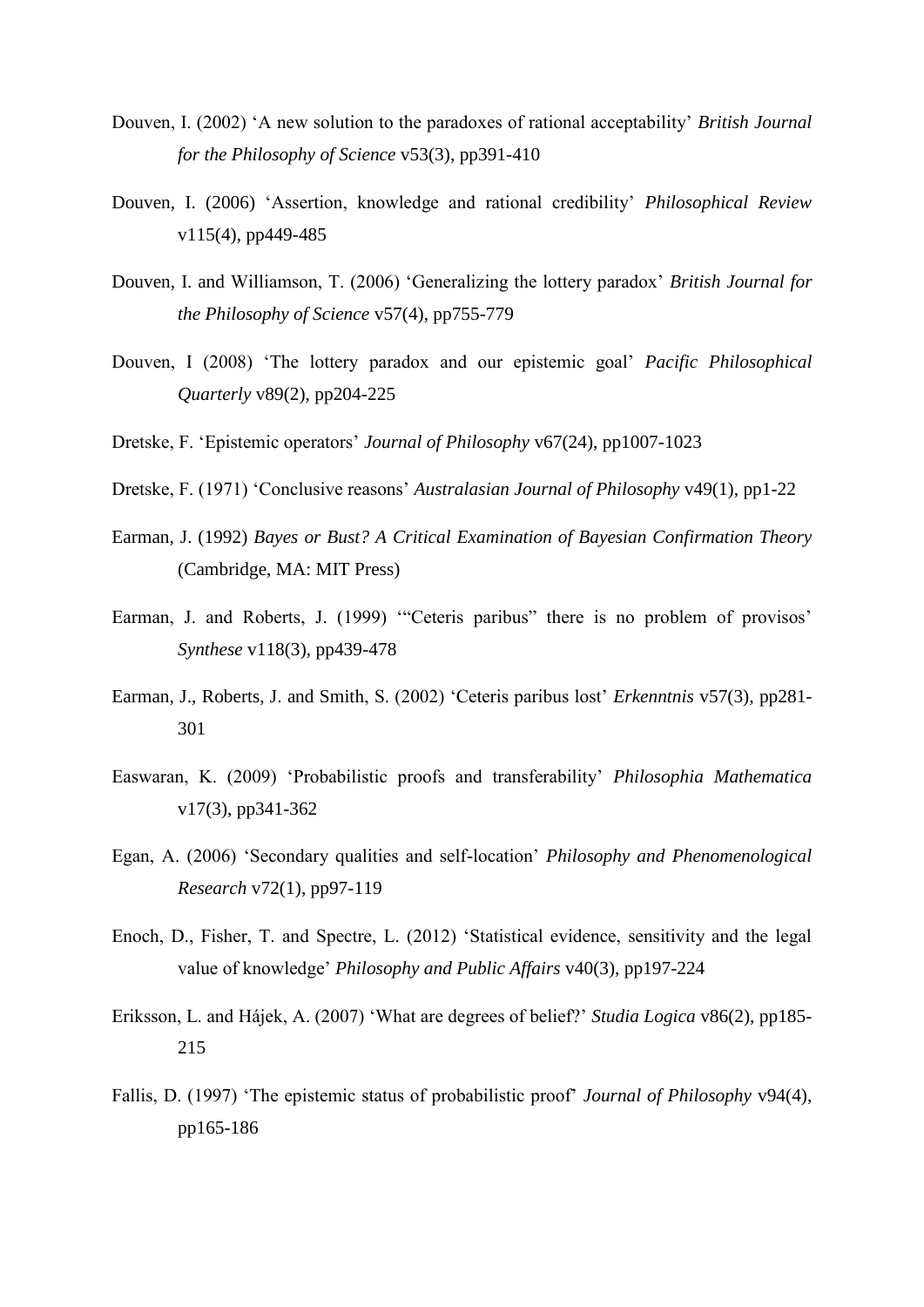Douven, I. (2002) ‘A new solution to the paradoxes of rational acceptability’ *British Journal for the Philosophy of Science* v53(3), pp391-410

Douven, I. (2006) ‘Assertion, knowledge and rational credibility’ *Philosophical Review* v115(4), pp449-485

Douven, I. and Williamson, T. (2006) ‘Generalizing the lottery paradox’ *British Journal for the Philosophy of Science* v57(4), pp755-779

Douven, I (2008) ‘The lottery paradox and our epistemic goal’ *Pacific Philosophical Quarterly* v89(2), pp204-225

Dretske, F. ‘Epistemic operators’ *Journal of Philosophy* v67(24), pp1007-1023

Dretske, F. (1971) ‘Conclusive reasons’ *Australasian Journal of Philosophy* v49(1), pp1-22

Earman, J. (1992) *Bayes or Bust? A Critical Examination of Bayesian Confirmation Theory* (Cambridge, MA: MIT Press)

Earman, J. and Roberts, J. (1999) ‘“Ceteris paribus” there is no problem of provisos’ *Synthese* v118(3), pp439-478

Earman, J., Roberts, J. and Smith, S. (2002) ‘Ceteris paribus lost’ *Erkenntnis* v57(3), pp281-301

Easwaran, K. (2009) ‘Probabilistic proofs and transferability’ *Philosophia Mathematica* v17(3), pp341-362

Egan, A. (2006) ‘Secondary qualities and self-location’ *Philosophy and Phenomenological Research* v72(1), pp97-119

Enoch, D., Fisher, T. and Spectre, L. (2012) ‘Statistical evidence, sensitivity and the legal value of knowledge’ *Philosophy and Public Affairs* v40(3), pp197-224

Eriksson, L. and Hájek, A. (2007) ‘What are degrees of belief?’ *Studia Logica* v86(2), pp185-215

Fallis, D. (1997) ‘The epistemic status of probabilistic proof’ *Journal of Philosophy* v94(4), pp165-186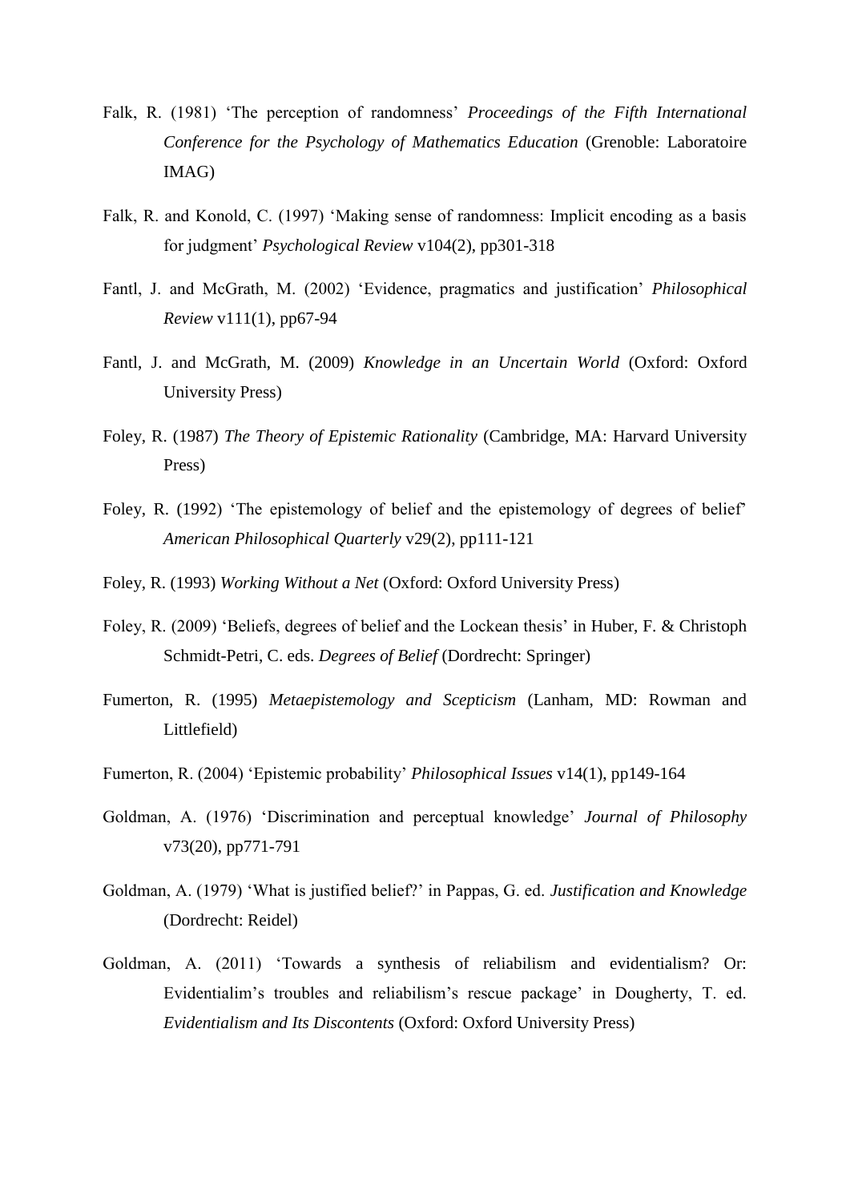Falk, R. (1981) 'The perception of randomness' *Proceedings of the Fifth International Conference for the Psychology of Mathematics Education* (Grenoble: Laboratoire IMAG)

Falk, R. and Konold, C. (1997) 'Making sense of randomness: Implicit encoding as a basis for judgment' *Psychological Review* v104(2), pp301-318

Fantl, J. and McGrath, M. (2002) 'Evidence, pragmatics and justification' *Philosophical Review* v111(1), pp67-94

Fantl, J. and McGrath, M. (2009) *Knowledge in an Uncertain World* (Oxford: Oxford University Press)

Foley, R. (1987) *The Theory of Epistemic Rationality* (Cambridge, MA: Harvard University Press)

Foley, R. (1992) 'The epistemology of belief and the epistemology of degrees of belief' *American Philosophical Quarterly* v29(2), pp111-121

Foley, R. (1993) *Working Without a Net* (Oxford: Oxford University Press)

Foley, R. (2009) 'Beliefs, degrees of belief and the Lockean thesis' in Huber, F. & Christoph Schmidt-Petri, C. eds. *Degrees of Belief* (Dordrecht: Springer)

Fumerton, R. (1995) *Metaepistemology and Scepticism* (Lanham, MD: Rowman and Littlefield)

Fumerton, R. (2004) 'Epistemic probability' *Philosophical Issues* v14(1), pp149-164

Goldman, A. (1976) 'Discrimination and perceptual knowledge' *Journal of Philosophy* v73(20), pp771-791

Goldman, A. (1979) 'What is justified belief?' in Pappas, G. ed. *Justification and Knowledge* (Dordrecht: Reidel)

Goldman, A. (2011) 'Towards a synthesis of reliabilism and evidentialism? Or: Evidentialim's troubles and reliabilism's rescue package' in Dougherty, T. ed. *Evidentialism and Its Discontents* (Oxford: Oxford University Press)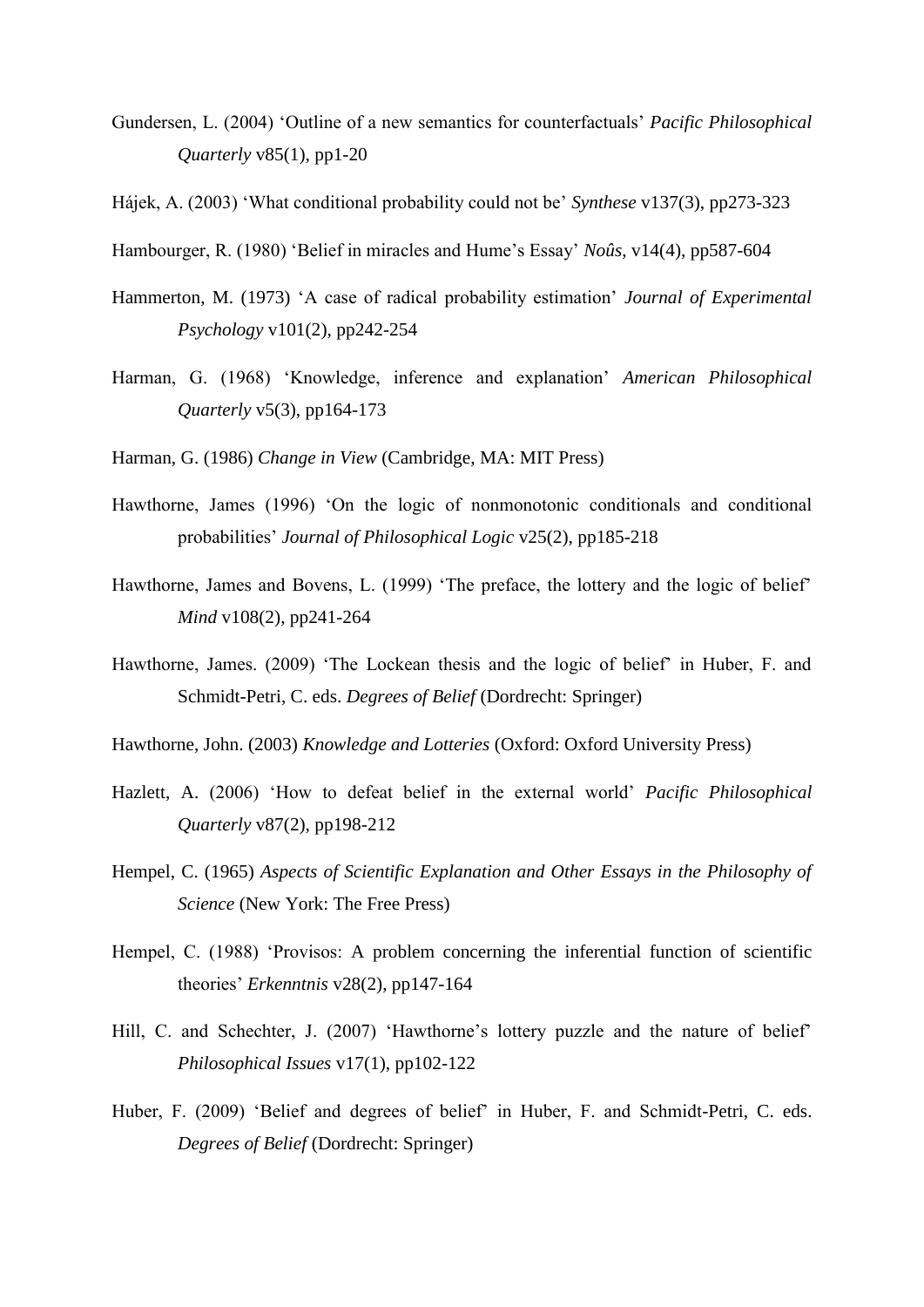Gundersen, L. (2004) 'Outline of a new semantics for counterfactuals' *Pacific Philosophical Quarterly* v85(1), pp1-20

Hájek, A. (2003) 'What conditional probability could not be' *Synthese* v137(3), pp273-323

Hambourger, R. (1980) 'Belief in miracles and Hume's Essay' *Noûs*, v14(4), pp587-604

Hammerton, M. (1973) 'A case of radical probability estimation' *Journal of Experimental Psychology* v101(2), pp242-254

Harman, G. (1968) 'Knowledge, inference and explanation' *American Philosophical Quarterly* v5(3), pp164-173

Harman, G. (1986) *Change in View* (Cambridge, MA: MIT Press)

Hawthorne, James (1996) 'On the logic of nonmonotonic conditionals and conditional probabilities' *Journal of Philosophical Logic* v25(2), pp185-218

Hawthorne, James and Bovens, L. (1999) 'The preface, the lottery and the logic of belief' *Mind* v108(2), pp241-264

Hawthorne, James. (2009) 'The Lockean thesis and the logic of belief' in Huber, F. and Schmidt-Petri, C. eds. *Degrees of Belief* (Dordrecht: Springer)

Hawthorne, John. (2003) *Knowledge and Lotteries* (Oxford: Oxford University Press)

Hazlett, A. (2006) 'How to defeat belief in the external world' *Pacific Philosophical Quarterly* v87(2), pp198-212

Hempel, C. (1965) *Aspects of Scientific Explanation and Other Essays in the Philosophy of Science* (New York: The Free Press)

Hempel, C. (1988) 'Provisos: A problem concerning the inferential function of scientific theories' *Erkenntnis* v28(2), pp147-164

Hill, C. and Schechter, J. (2007) 'Hawthorne's lottery puzzle and the nature of belief' *Philosophical Issues* v17(1), pp102-122

Huber, F. (2009) 'Belief and degrees of belief' in Huber, F. and Schmidt-Petri, C. eds. *Degrees of Belief* (Dordrecht: Springer)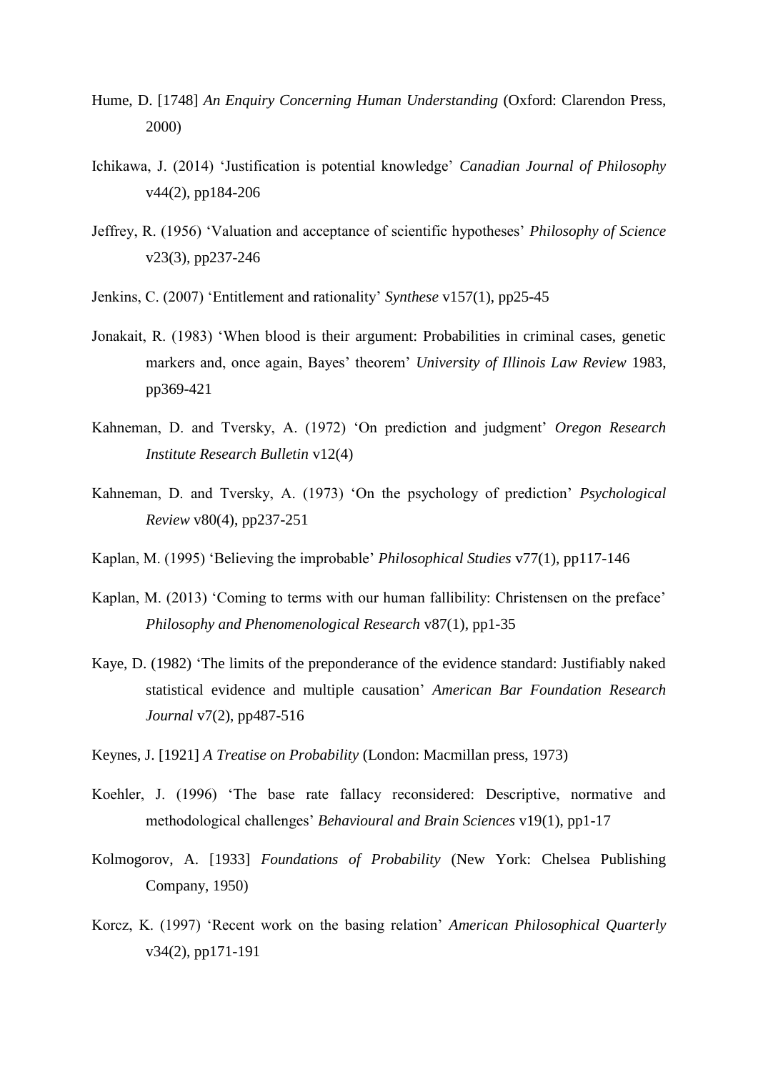Hume, D. [1748] *An Enquiry Concerning Human Understanding* (Oxford: Clarendon Press, 2000)

Ichikawa, J. (2014) 'Justification is potential knowledge' *Canadian Journal of Philosophy* v44(2), pp184-206

Jeffrey, R. (1956) 'Valuation and acceptance of scientific hypotheses' *Philosophy of Science* v23(3), pp237-246

Jenkins, C. (2007) 'Entitlement and rationality' *Synthese* v157(1), pp25-45

Jonakait, R. (1983) 'When blood is their argument: Probabilities in criminal cases, genetic markers and, once again, Bayes' theorem' *University of Illinois Law Review* 1983, pp369-421

Kahneman, D. and Tversky, A. (1972) 'On prediction and judgment' *Oregon Research Institute Research Bulletin* v12(4)

Kahneman, D. and Tversky, A. (1973) 'On the psychology of prediction' *Psychological Review* v80(4), pp237-251

Kaplan, M. (1995) 'Believing the improbable' *Philosophical Studies* v77(1), pp117-146

Kaplan, M. (2013) 'Coming to terms with our human fallibility: Christensen on the preface' *Philosophy and Phenomenological Research* v87(1), pp1-35

Kaye, D. (1982) 'The limits of the preponderance of the evidence standard: Justifiably naked statistical evidence and multiple causation' *American Bar Foundation Research Journal* v7(2), pp487-516

Keynes, J. [1921] *A Treatise on Probability* (London: Macmillan press, 1973)

Koehler, J. (1996) 'The base rate fallacy reconsidered: Descriptive, normative and methodological challenges' *Behavioural and Brain Sciences* v19(1), pp1-17

Kolmogorov, A. [1933] *Foundations of Probability* (New York: Chelsea Publishing Company, 1950)

Korcz, K. (1997) 'Recent work on the basing relation' *American Philosophical Quarterly* v34(2), pp171-191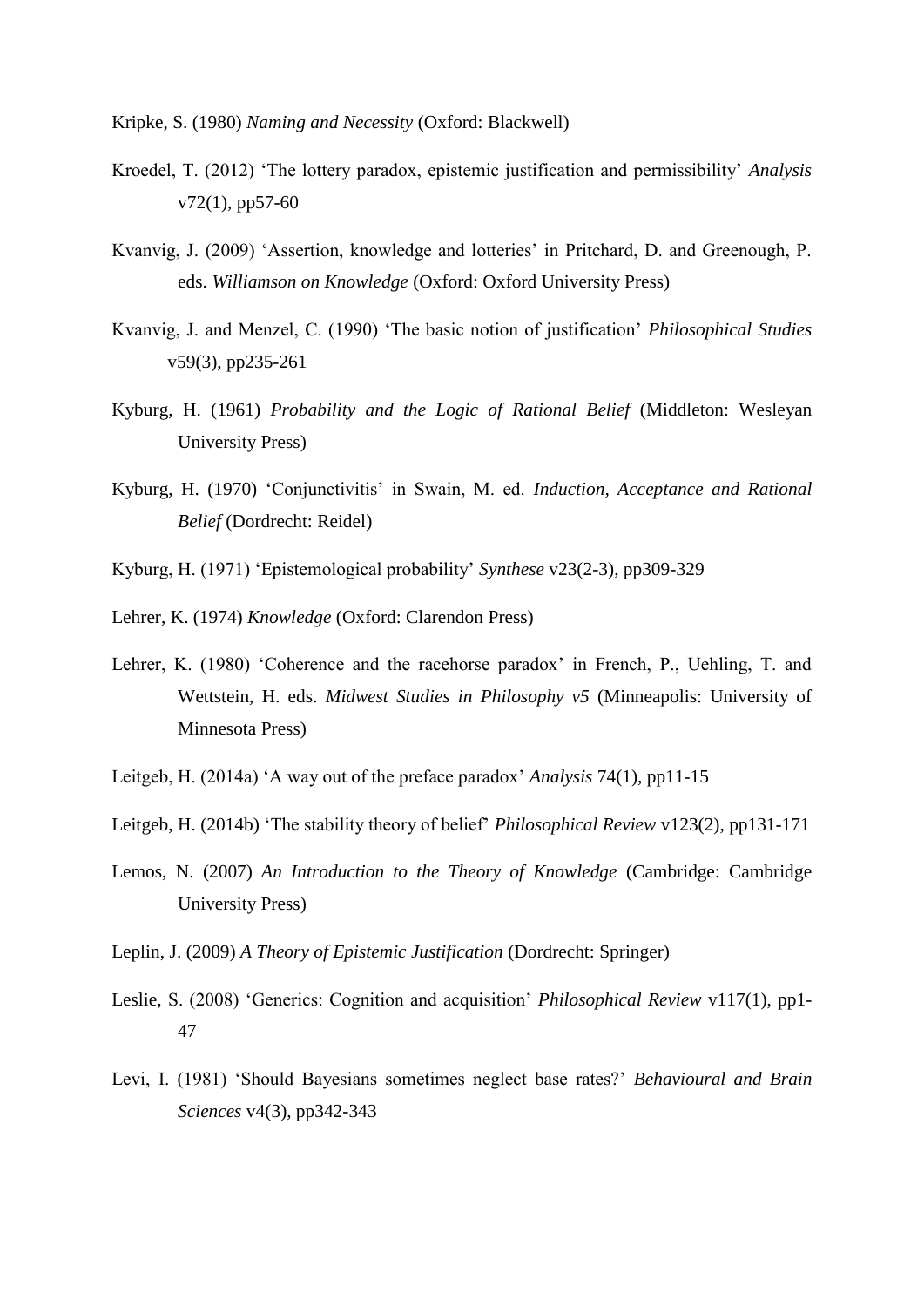Kripke, S. (1980) *Naming and Necessity* (Oxford: Blackwell)

Kroedel, T. (2012) 'The lottery paradox, epistemic justification and permissibility' *Analysis* v72(1), pp57-60

Kvanvig, J. (2009) 'Assertion, knowledge and lotteries' in Pritchard, D. and Greenough, P. eds. *Williamson on Knowledge* (Oxford: Oxford University Press)

Kvanvig, J. and Menzel, C. (1990) 'The basic notion of justification' *Philosophical Studies* v59(3), pp235-261

Kyburg, H. (1961) *Probability and the Logic of Rational Belief* (Middleton: Wesleyan University Press)

Kyburg, H. (1970) 'Conjunctivitis' in Swain, M. ed. *Induction, Acceptance and Rational Belief* (Dordrecht: Reidel)

Kyburg, H. (1971) 'Epistemological probability' *Synthese* v23(2-3), pp309-329

Lehrer, K. (1974) *Knowledge* (Oxford: Clarendon Press)

Lehrer, K. (1980) 'Coherence and the racehorse paradox' in French, P., Uehling, T. and Wettstein, H. eds. *Midwest Studies in Philosophy v5* (Minneapolis: University of Minnesota Press)

Leitgeb, H. (2014a) 'A way out of the preface paradox' *Analysis* 74(1), pp11-15

Leitgeb, H. (2014b) 'The stability theory of belief' *Philosophical Review* v123(2), pp131-171

Lemos, N. (2007) *An Introduction to the Theory of Knowledge* (Cambridge: Cambridge University Press)

Leplin, J. (2009) *A Theory of Epistemic Justification* (Dordrecht: Springer)

Leslie, S. (2008) 'Generics: Cognition and acquisition' *Philosophical Review* v117(1), pp1-47

Levi, I. (1981) 'Should Bayesians sometimes neglect base rates?' *Behavioural and Brain Sciences* v4(3), pp342-343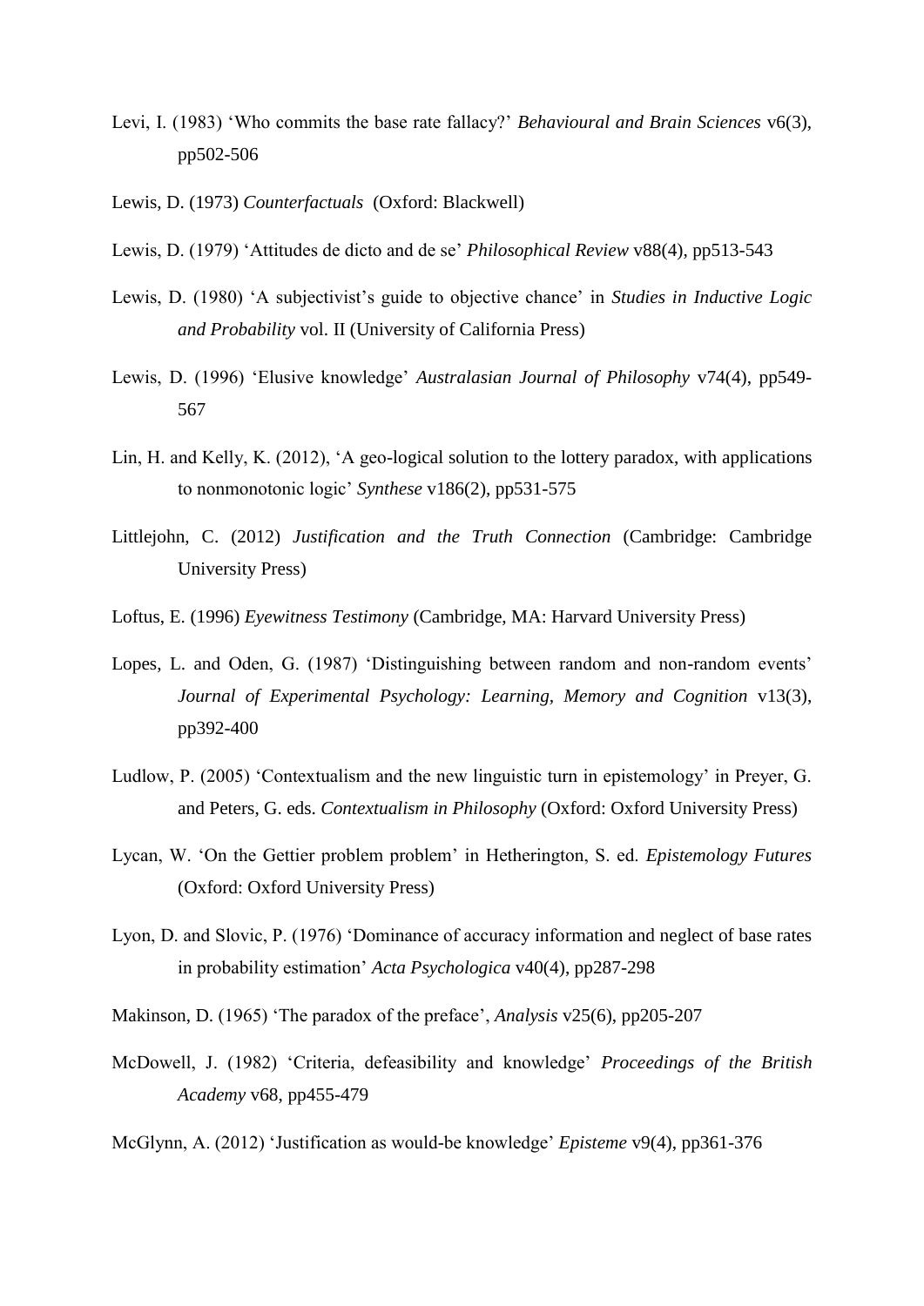Levi, I. (1983) 'Who commits the base rate fallacy?' *Behavioural and Brain Sciences* v6(3), pp502-506

Lewis, D. (1973) *Counterfactuals* (Oxford: Blackwell)

Lewis, D. (1979) 'Attitudes de dicto and de se' *Philosophical Review* v88(4), pp513-543

Lewis, D. (1980) 'A subjectivist's guide to objective chance' in *Studies in Inductive Logic and Probability* vol. II (University of California Press)

Lewis, D. (1996) 'Elusive knowledge' *Australasian Journal of Philosophy* v74(4), pp549-567

Lin, H. and Kelly, K. (2012), 'A geo-logical solution to the lottery paradox, with applications to nonmonotonic logic' *Synthese* v186(2), pp531-575

Littlejohn, C. (2012) *Justification and the Truth Connection* (Cambridge: Cambridge University Press)

Loftus, E. (1996) *Eyewitness Testimony* (Cambridge, MA: Harvard University Press)

Lopes, L. and Oden, G. (1987) 'Distinguishing between random and non-random events' *Journal of Experimental Psychology: Learning, Memory and Cognition* v13(3), pp392-400

Ludlow, P. (2005) 'Contextualism and the new linguistic turn in epistemology' in Preyer, G. and Peters, G. eds. *Contextualism in Philosophy* (Oxford: Oxford University Press)

Lycan, W. 'On the Gettier problem problem' in Hetherington, S. ed. *Epistemology Futures* (Oxford: Oxford University Press)

Lyon, D. and Slovic, P. (1976) 'Dominance of accuracy information and neglect of base rates in probability estimation' *Acta Psychologica* v40(4), pp287-298

Makinson, D. (1965) 'The paradox of the preface', *Analysis* v25(6), pp205-207

McDowell, J. (1982) 'Criteria, defeasibility and knowledge' *Proceedings of the British Academy* v68, pp455-479

McGlynn, A. (2012) 'Justification as would-be knowledge' *Episteme* v9(4), pp361-376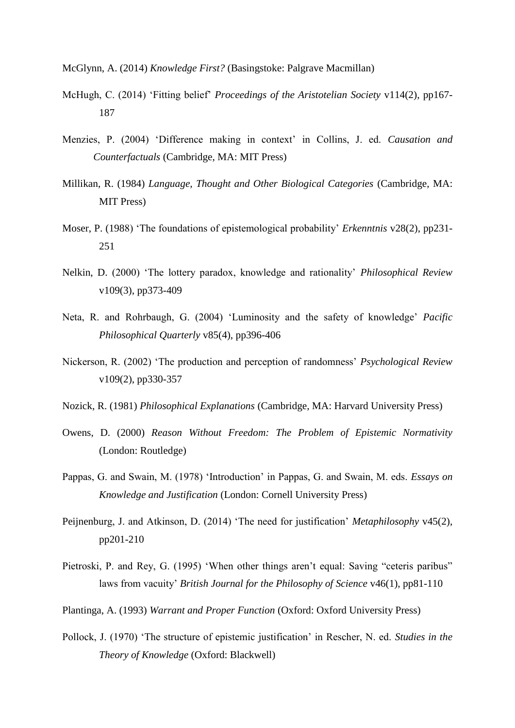McGlynn, A. (2014) *Knowledge First?* (Basingstoke: Palgrave Macmillan)

McHugh, C. (2014) 'Fitting belief' *Proceedings of the Aristotelian Society* v114(2), pp167-187

Menzies, P. (2004) 'Difference making in context' in Collins, J. ed. *Causation and Counterfactuals* (Cambridge, MA: MIT Press)

Millikan, R. (1984) *Language, Thought and Other Biological Categories* (Cambridge, MA: MIT Press)

Moser, P. (1988) 'The foundations of epistemological probability' *Erkenntnis* v28(2), pp231-251

Nelkin, D. (2000) 'The lottery paradox, knowledge and rationality' *Philosophical Review* v109(3), pp373-409

Neta, R. and Rohrbaugh, G. (2004) 'Luminosity and the safety of knowledge' *Pacific Philosophical Quarterly* v85(4), pp396-406

Nickerson, R. (2002) 'The production and perception of randomness' *Psychological Review* v109(2), pp330-357

Nozick, R. (1981) *Philosophical Explanations* (Cambridge, MA: Harvard University Press)

Owens, D. (2000) *Reason Without Freedom: The Problem of Epistemic Normativity* (London: Routledge)

Pappas, G. and Swain, M. (1978) 'Introduction' in Pappas, G. and Swain, M. eds. *Essays on Knowledge and Justification* (London: Cornell University Press)

Peijnenburg, J. and Atkinson, D. (2014) 'The need for justification' *Metaphilosophy* v45(2), pp201-210

Pietroski, P. and Rey, G. (1995) 'When other things aren't equal: Saving "ceteris paribus" laws from vacuity' *British Journal for the Philosophy of Science* v46(1), pp81-110

Plantinga, A. (1993) *Warrant and Proper Function* (Oxford: Oxford University Press)

Pollock, J. (1970) 'The structure of epistemic justification' in Rescher, N. ed. *Studies in the Theory of Knowledge* (Oxford: Blackwell)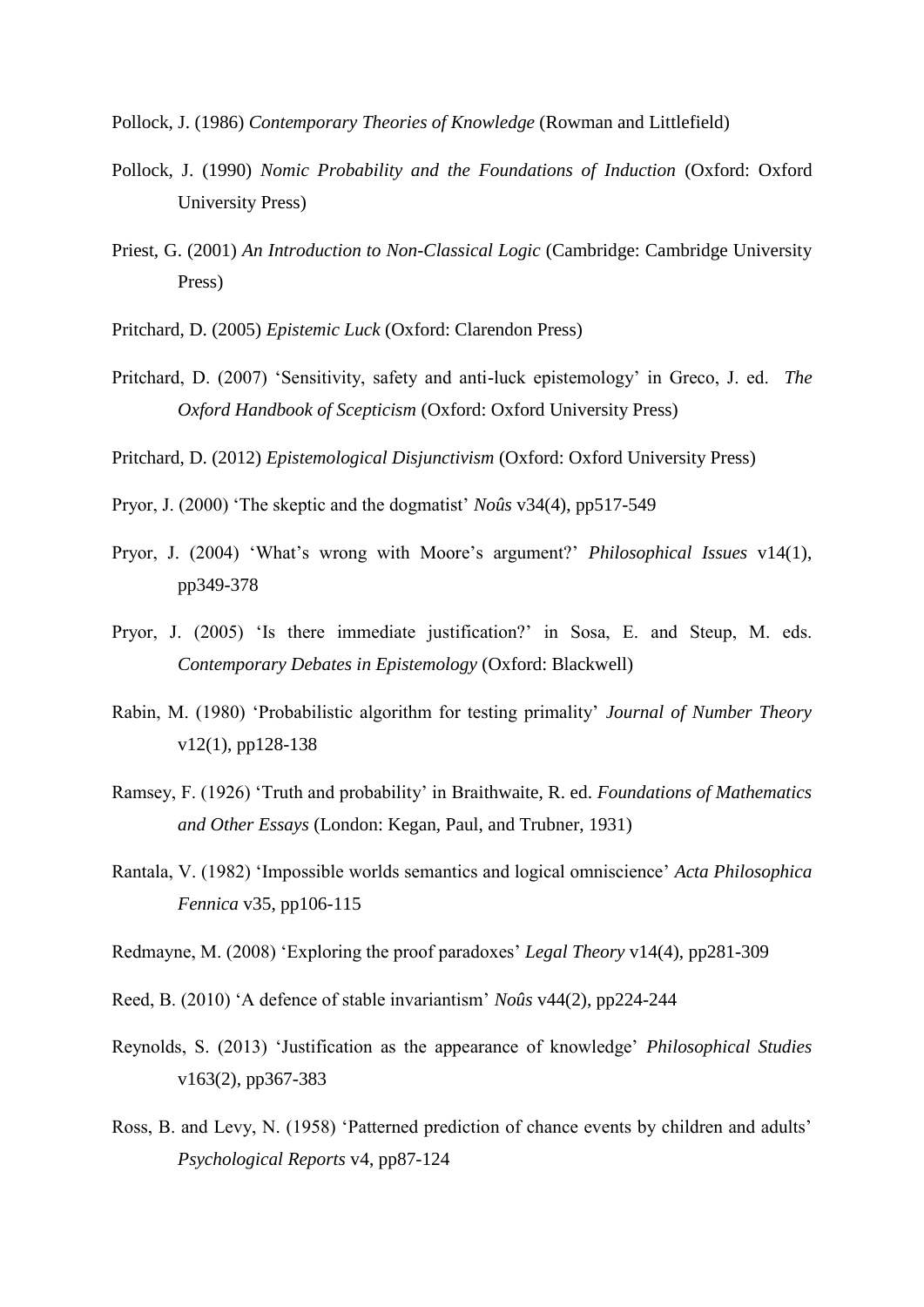Pollock, J. (1986) *Contemporary Theories of Knowledge* (Rowman and Littlefield)

Pollock, J. (1990) *Nomic Probability and the Foundations of Induction* (Oxford: Oxford University Press)

Priest, G. (2001) *An Introduction to Non-Classical Logic* (Cambridge: Cambridge University Press)

Pritchard, D. (2005) *Epistemic Luck* (Oxford: Clarendon Press)

Pritchard, D. (2007) 'Sensitivity, safety and anti-luck epistemology' in Greco, J. ed. *The Oxford Handbook of Scepticism* (Oxford: Oxford University Press)

Pritchard, D. (2012) *Epistemological Disjunctivism* (Oxford: Oxford University Press)

Pryor, J. (2000) 'The skeptic and the dogmatist' *Noûs* v34(4), pp517-549

Pryor, J. (2004) 'What's wrong with Moore's argument?' *Philosophical Issues* v14(1), pp349-378

Pryor, J. (2005) 'Is there immediate justification?' in Sosa, E. and Steup, M. eds. *Contemporary Debates in Epistemology* (Oxford: Blackwell)

Rabin, M. (1980) 'Probabilistic algorithm for testing primality' *Journal of Number Theory* v12(1), pp128-138

Ramsey, F. (1926) 'Truth and probability' in Braithwaite, R. ed. *Foundations of Mathematics and Other Essays* (London: Kegan, Paul, and Trubner, 1931)

Rantala, V. (1982) 'Impossible worlds semantics and logical omniscience' *Acta Philosophica Fennica* v35, pp106-115

Redmayne, M. (2008) 'Exploring the proof paradoxes' *Legal Theory* v14(4), pp281-309

Reed, B. (2010) 'A defence of stable invariantism' *Noûs* v44(2), pp224-244

Reynolds, S. (2013) 'Justification as the appearance of knowledge' *Philosophical Studies* v163(2), pp367-383

Ross, B. and Levy, N. (1958) 'Patterned prediction of chance events by children and adults' *Psychological Reports* v4, pp87-124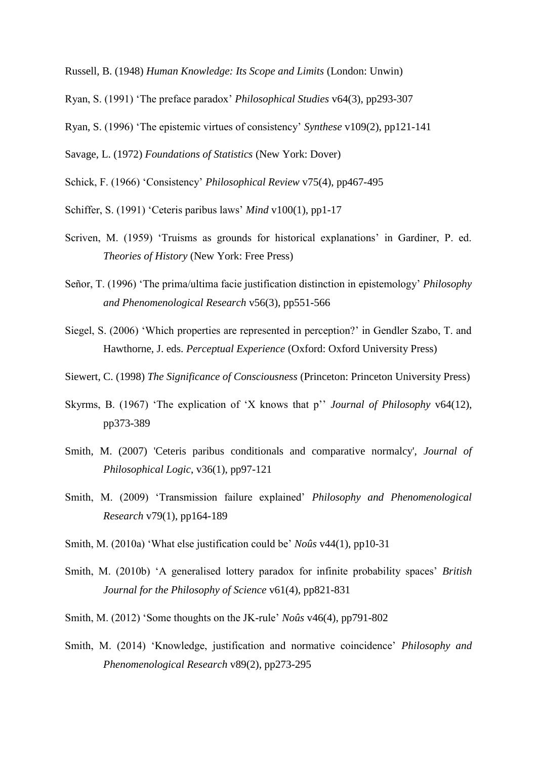Russell, B. (1948) *Human Knowledge: Its Scope and Limits* (London: Unwin)

Ryan, S. (1991) 'The preface paradox' *Philosophical Studies* v64(3), pp293-307

Ryan, S. (1996) 'The epistemic virtues of consistency' *Synthese* v109(2), pp121-141

Savage, L. (1972) *Foundations of Statistics* (New York: Dover)

Schick, F. (1966) 'Consistency' *Philosophical Review* v75(4), pp467-495

Schiffer, S. (1991) 'Ceteris paribus laws' *Mind* v100(1), pp1-17

Scriven, M. (1959) 'Truisms as grounds for historical explanations' in Gardiner, P. ed. *Theories of History* (New York: Free Press)

Señor, T. (1996) 'The prima/ultima facie justification distinction in epistemology' *Philosophy and Phenomenological Research* v56(3), pp551-566

Siegel, S. (2006) 'Which properties are represented in perception?' in Gendler Szabo, T. and Hawthorne, J. eds. *Perceptual Experience* (Oxford: Oxford University Press)

Siewert, C. (1998) *The Significance of Consciousness* (Princeton: Princeton University Press)

Skyrms, B. (1967) 'The explication of 'X knows that p'' *Journal of Philosophy* v64(12), pp373-389

Smith, M. (2007) 'Ceteris paribus conditionals and comparative normalcy', *Journal of Philosophical Logic*, v36(1), pp97-121

Smith, M. (2009) 'Transmission failure explained' *Philosophy and Phenomenological Research* v79(1), pp164-189

Smith, M. (2010a) 'What else justification could be' *Noûs* v44(1), pp10-31

Smith, M. (2010b) 'A generalised lottery paradox for infinite probability spaces' *British Journal for the Philosophy of Science* v61(4), pp821-831

Smith, M. (2012) 'Some thoughts on the JK-rule' *Noûs* v46(4), pp791-802

Smith, M. (2014) 'Knowledge, justification and normative coincidence' *Philosophy and Phenomenological Research* v89(2), pp273-295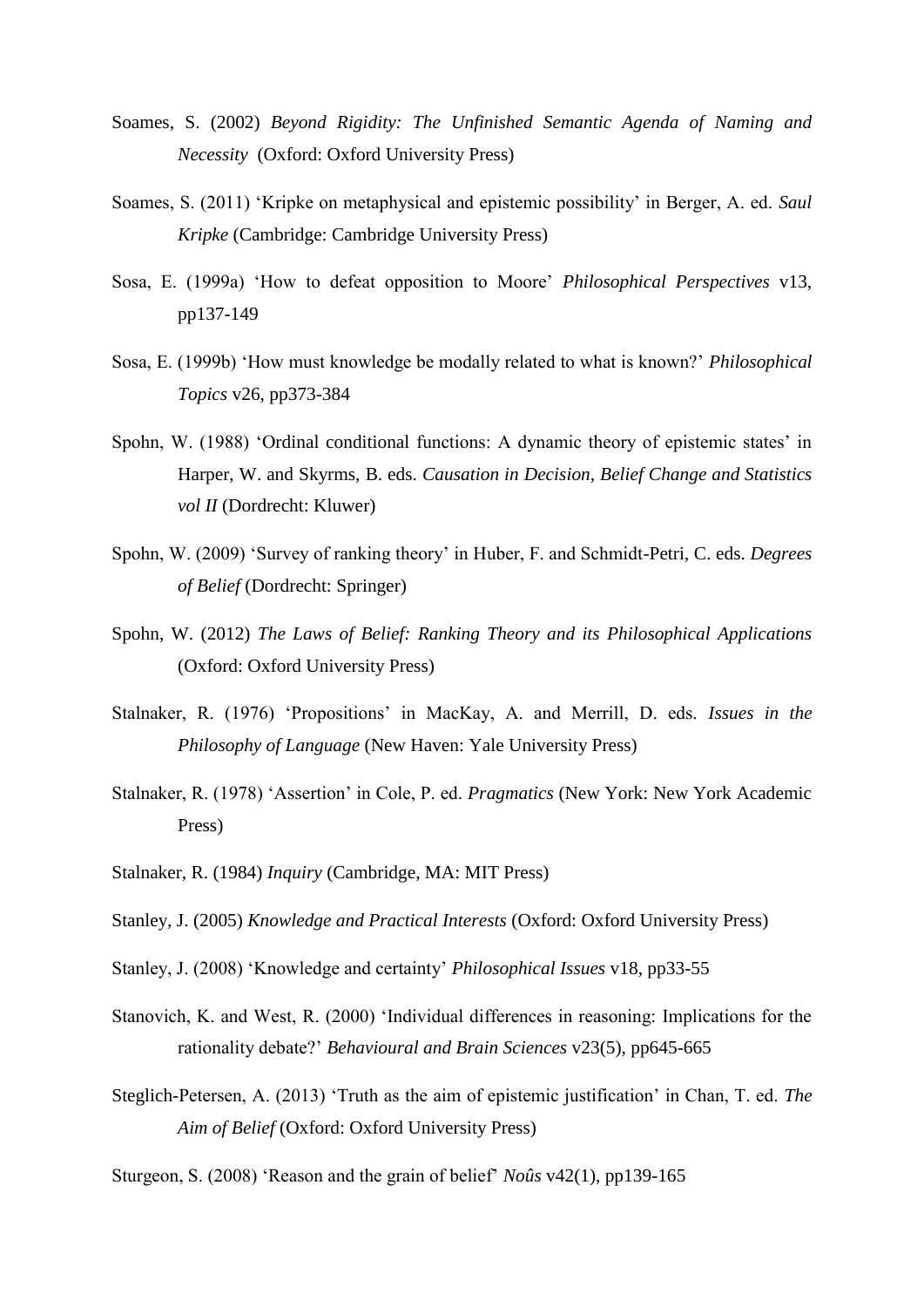Soames, S. (2002) *Beyond Rigidity: The Unfinished Semantic Agenda of Naming and Necessity* (Oxford: Oxford University Press)

Soames, S. (2011) 'Kripke on metaphysical and epistemic possibility' in Berger, A. ed. *Saul Kripke* (Cambridge: Cambridge University Press)

Sosa, E. (1999a) 'How to defeat opposition to Moore' *Philosophical Perspectives* v13, pp137-149

Sosa, E. (1999b) 'How must knowledge be modally related to what is known?' *Philosophical Topics* v26, pp373-384

Spohn, W. (1988) 'Ordinal conditional functions: A dynamic theory of epistemic states' in Harper, W. and Skyrms, B. eds. *Causation in Decision, Belief Change and Statistics vol II* (Dordrecht: Kluwer)

Spohn, W. (2009) 'Survey of ranking theory' in Huber, F. and Schmidt-Petri, C. eds. *Degrees of Belief* (Dordrecht: Springer)

Spohn, W. (2012) *The Laws of Belief: Ranking Theory and its Philosophical Applications* (Oxford: Oxford University Press)

Stalnaker, R. (1976) 'Propositions' in MacKay, A. and Merrill, D. eds. *Issues in the Philosophy of Language* (New Haven: Yale University Press)

Stalnaker, R. (1978) 'Assertion' in Cole, P. ed. *Pragmatics* (New York: New York Academic Press)

Stalnaker, R. (1984) *Inquiry* (Cambridge, MA: MIT Press)

Stanley, J. (2005) *Knowledge and Practical Interests* (Oxford: Oxford University Press)

Stanley, J. (2008) 'Knowledge and certainty' *Philosophical Issues* v18, pp33-55

Stanovich, K. and West, R. (2000) 'Individual differences in reasoning: Implications for the rationality debate?' *Behavioural and Brain Sciences* v23(5), pp645-665

Steglich-Petersen, A. (2013) 'Truth as the aim of epistemic justification' in Chan, T. ed. *The Aim of Belief* (Oxford: Oxford University Press)

Sturgeon, S. (2008) 'Reason and the grain of belief' *Noûs* v42(1), pp139-165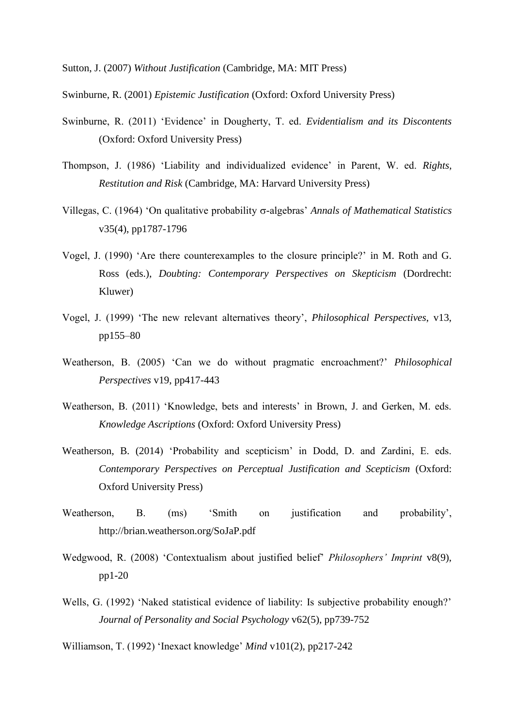Sutton, J. (2007) *Without Justification* (Cambridge, MA: MIT Press)

Swinburne, R. (2001) *Epistemic Justification* (Oxford: Oxford University Press)

Swinburne, R. (2011) 'Evidence' in Dougherty, T. ed. *Evidentialism and its Discontents* (Oxford: Oxford University Press)

Thompson, J. (1986) 'Liability and individualized evidence' in Parent, W. ed. *Rights, Restitution and Risk* (Cambridge, MA: Harvard University Press)

Villegas, C. (1964) 'On qualitative probability $\sigma$-algebras' *Annals of Mathematical Statistics* v35(4), pp1787-1796

Vogel, J. (1990) 'Are there counterexamples to the closure principle?' in M. Roth and G. Ross (eds.), *Doubting: Contemporary Perspectives on Skepticism* (Dordrecht: Kluwer)

Vogel, J. (1999) 'The new relevant alternatives theory', *Philosophical Perspectives*, v13, pp155–80

Weatherson, B. (2005) 'Can we do without pragmatic encroachment?' *Philosophical Perspectives* v19, pp417-443

Weatherson, B. (2011) 'Knowledge, bets and interests' in Brown, J. and Gerken, M. eds. *Knowledge Ascriptions* (Oxford: Oxford University Press)

Weatherson, B. (2014) 'Probability and scepticism' in Dodd, D. and Zardini, E. eds. *Contemporary Perspectives on Perceptual Justification and Scepticism* (Oxford: Oxford University Press)

Weatherson, B. (ms) 'Smith on justification and probability', http://brian.weatherson.org/SoJaP.pdf

Wedgwood, R. (2008) 'Contextualism about justified belief' *Philosophers' Imprint* v8(9), pp1-20

Wells, G. (1992) 'Naked statistical evidence of liability: Is subjective probability enough?' *Journal of Personality and Social Psychology* v62(5), pp739-752

Williamson, T. (1992) 'Inexact knowledge' *Mind* v101(2), pp217-242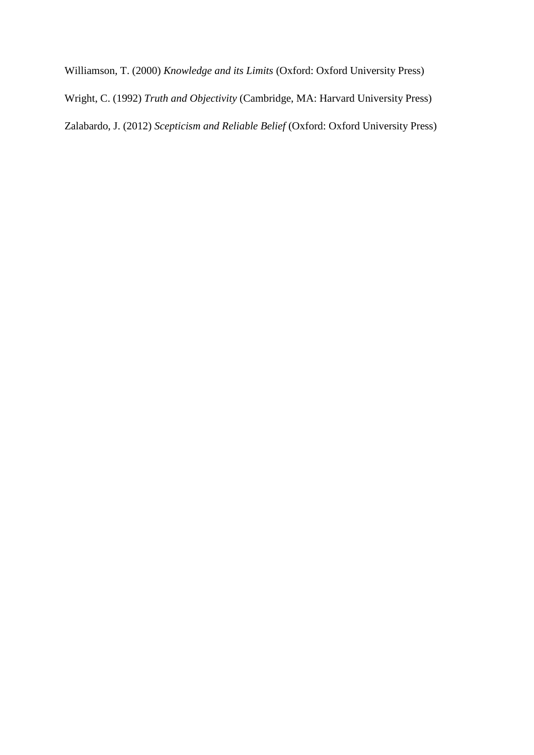Williamson, T. (2000) *Knowledge and its Limits* (Oxford: Oxford University Press)

Wright, C. (1992) *Truth and Objectivity* (Cambridge, MA: Harvard University Press)

Zalabardo, J. (2012) *Scepticism and Reliable Belief* (Oxford: Oxford University Press)